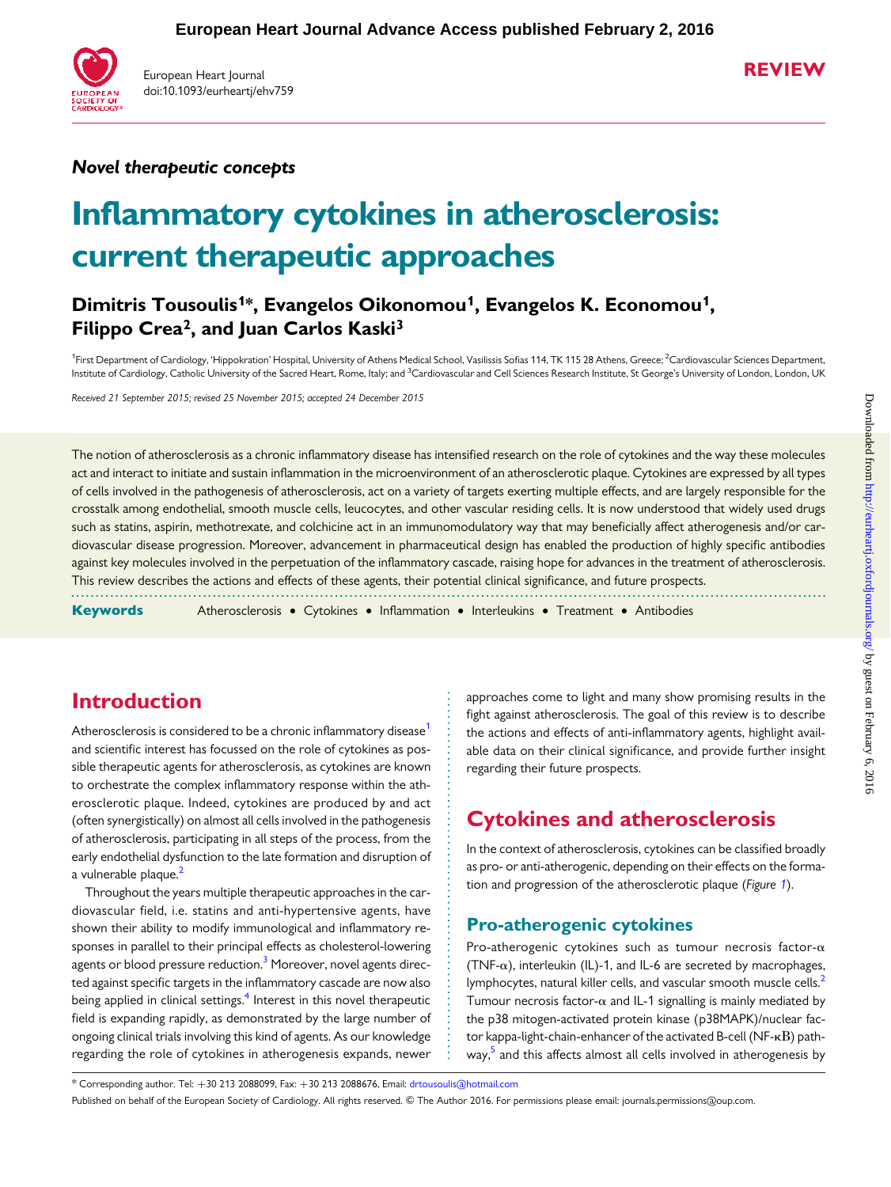European Heart Journal Advance Access published February 2, 2016

European Heart Journal
doi:10.1093/eurheartj/ehv759

**REVIEW**

*Novel therapeutic concepts*

# Inflammatory cytokines in atherosclerosis: current therapeutic approaches

**Dimitris Tousoulis[1]*, Evangelos Oikonomou[1], Evangelos K. Economou[1], Filippo Crea[2], and Juan Carlos Kaski[3]**

[1]First Department of Cardiology, 'Hippokration' Hospital, University of Athens Medical School, Vasilissis Sofias 114, TK 115 28 Athens, Greece; [2]Cardiovascular Sciences Department, Institute of Cardiology, Catholic University of the Sacred Heart, Rome, Italy; and [3]Cardiovascular and Cell Sciences Research Institute, St George's University of London, London, UK

*Received 21 September 2015; revised 25 November 2015; accepted 24 December 2015*

The notion of atherosclerosis as a chronic inflammatory disease has intensified research on the role of cytokines and the way these molecules act and interact to initiate and sustain inflammation in the microenvironment of an atherosclerotic plaque. Cytokines are expressed by all types of cells involved in the pathogenesis of atherosclerosis, act on a variety of targets exerting multiple effects, and are largely responsible for the crosstalk among endothelial, smooth muscle cells, leucocytes, and other vascular residing cells. It is now understood that widely used drugs such as statins, aspirin, methotrexate, and colchicine act in an immunomodulatory way that may beneficially affect atherogenesis and/or cardiovascular disease progression. Moreover, advancement in pharmaceutical design has enabled the production of highly specific antibodies against key molecules involved in the perpetuation of the inflammatory cascade, raising hope for advances in the treatment of atherosclerosis. This review describes the actions and effects of these agents, their potential clinical significance, and future prospects.

**Keywords** Atherosclerosis • Cytokines • Inflammation • Interleukins • Treatment • Antibodies

## Introduction

Atherosclerosis is considered to be a chronic inflammatory disease[1] and scientific interest has focussed on the role of cytokines as possible therapeutic agents for atherosclerosis, as cytokines are known to orchestrate the complex inflammatory response within the atherosclerotic plaque. Indeed, cytokines are produced by and act (often synergistically) on almost all cells involved in the pathogenesis of atherosclerosis, participating in all steps of the process, from the early endothelial dysfunction to the late formation and disruption of a vulnerable plaque.[2]

Throughout the years multiple therapeutic approaches in the cardiovascular field, i.e. statins and anti-hypertensive agents, have shown their ability to modify immunological and inflammatory responses in parallel to their principal effects as cholesterol-lowering agents or blood pressure reduction.[3] Moreover, novel agents directed against specific targets in the inflammatory cascade are now also being applied in clinical settings.[4] Interest in this novel therapeutic field is expanding rapidly, as demonstrated by the large number of ongoing clinical trials involving this kind of agents. As our knowledge regarding the role of cytokines in atherogenesis expands, newer approaches come to light and many show promising results in the fight against atherosclerosis. The goal of this review is to describe the actions and effects of anti-inflammatory agents, highlight available data on their clinical significance, and provide further insight regarding their future prospects.

## Cytokines and atherosclerosis

In the context of atherosclerosis, cytokines can be classified broadly as pro- or anti-atherogenic, depending on their effects on the formation and progression of the atherosclerotic plaque (*Figure 1*).

### Pro-atherogenic cytokines

Pro-atherogenic cytokines such as tumour necrosis factor-α (TNF-α), interleukin (IL)-1, and IL-6 are secreted by macrophages, lymphocytes, natural killer cells, and vascular smooth muscle cells.[2] Tumour necrosis factor-α and IL-1 signalling is mainly mediated by the p38 mitogen-activated protein kinase (p38MAPK)/nuclear factor kappa-light-chain-enhancer of the activated B-cell (NF-κB) pathway,[5] and this affects almost all cells involved in atherogenesis by

* Corresponding author. Tel: +30 213 2088099, Fax: +30 213 2088676, Email: drtousoulis@hotmail.com

Published on behalf of the European Society of Cardiology. All rights reserved. © The Author 2016. For permissions please email: journals.permissions@oup.com.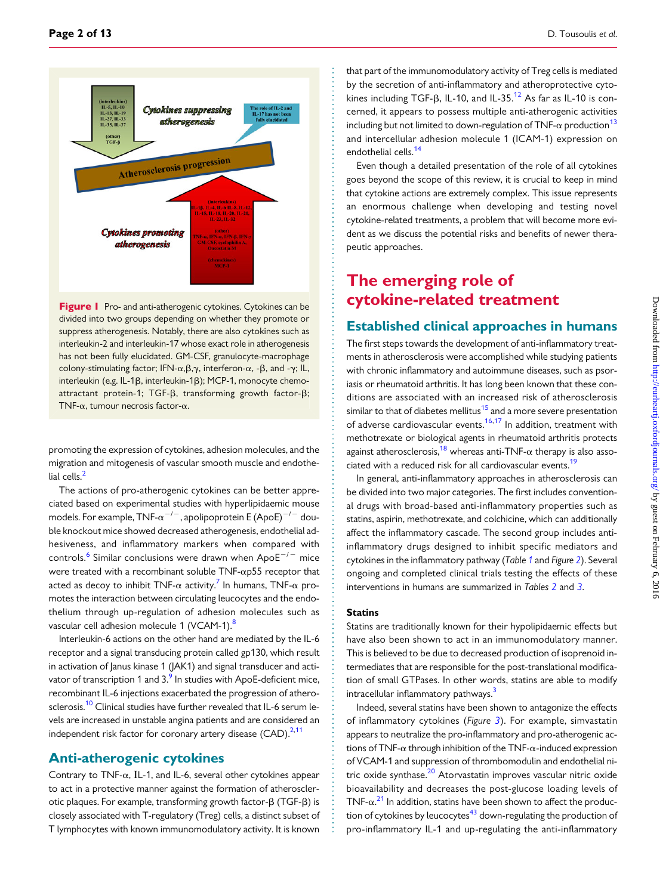**Figure 1** Pro- and anti-atherogenic cytokines. Cytokines can be divided into two groups depending on whether they promote or suppress atherogenesis. Notably, there are also cytokines such as interleukin-2 and interleukin-17 whose exact role in atherogenesis has not been fully elucidated. GM-CSF, granulocyte-macrophage colony-stimulating factor; IFN-α,β,γ, interferon-α, -β, and -γ; IL, interleukin (e.g. IL-1β, interleukin-1β); MCP-1, monocyte chemoattractant protein-1; TGF-β, transforming growth factor-β; TNF-α, tumour necrosis factor-α.

promoting the expression of cytokines, adhesion molecules, and the migration and mitogenesis of vascular smooth muscle and endothelial cells.[2]

The actions of pro-atherogenic cytokines can be better appreciated based on experimental studies with hyperlipidaemic mouse models. For example, TNF-$\alpha^{-/-}$, apolipoprotein E (ApoE)$^{-/-}$ double knockout mice showed decreased atherogenesis, endothelial adhesiveness, and inflammatory markers when compared with controls.[6] Similar conclusions were drawn when ApoE$^{-/-}$ mice were treated with a recombinant soluble TNF-αp55 receptor that acted as decoy to inhibit TNF-α activity.[7] In humans, TNF-α promotes the interaction between circulating leucocytes and the endothelium through up-regulation of adhesion molecules such as vascular cell adhesion molecule 1 (VCAM-1).[8]

Interleukin-6 actions on the other hand are mediated by the IL-6 receptor and a signal transducing protein called gp130, which result in activation of Janus kinase 1 (JAK1) and signal transducer and activator of transcription 1 and 3.[9] In studies with ApoE-deficient mice, recombinant IL-6 injections exacerbated the progression of atherosclerosis.[10] Clinical studies have further revealed that IL-6 serum levels are increased in unstable angina patients and are considered an independent risk factor for coronary artery disease (CAD).[2,11]

## Anti-atherogenic cytokines

Contrary to TNF-α, IL-1, and IL-6, several other cytokines appear to act in a protective manner against the formation of atherosclerotic plaques. For example, transforming growth factor-β (TGF-β) is closely associated with T-regulatory (Treg) cells, a distinct subset of T lymphocytes with known immunomodulatory activity. It is known that part of the immunomodulatory activity of Treg cells is mediated by the secretion of anti-inflammatory and atheroprotective cytokines including TGF-β, IL-10, and IL-35.[12] As far as IL-10 is concerned, it appears to possess multiple anti-atherogenic activities including but not limited to down-regulation of TNF-α production[13] and intercellular adhesion molecule 1 (ICAM-1) expression on endothelial cells.[14]

Even though a detailed presentation of the role of all cytokines goes beyond the scope of this review, it is crucial to keep in mind that cytokine actions are extremely complex. This issue represents an enormous challenge when developing and testing novel cytokine-related treatments, a problem that will become more evident as we discuss the potential risks and benefits of newer therapeutic approaches.

# The emerging role of cytokine-related treatment

## Established clinical approaches in humans

The first steps towards the development of anti-inflammatory treatments in atherosclerosis were accomplished while studying patients with chronic inflammatory and autoimmune diseases, such as psoriasis or rheumatoid arthritis. It has long been known that these conditions are associated with an increased risk of atherosclerosis similar to that of diabetes mellitus[15] and a more severe presentation of adverse cardiovascular events.[16,17] In addition, treatment with methotrexate or biological agents in rheumatoid arthritis protects against atherosclerosis,[18] whereas anti-TNF-α therapy is also associated with a reduced risk for all cardiovascular events.[19]

In general, anti-inflammatory approaches in atherosclerosis can be divided into two major categories. The first includes conventional drugs with broad-based anti-inflammatory properties such as statins, aspirin, methotrexate, and colchicine, which can additionally affect the inflammatory cascade. The second group includes anti-inflammatory drugs designed to inhibit specific mediators and cytokines in the inflammatory pathway (*Table 1* and *Figure 2*). Several ongoing and completed clinical trials testing the effects of these interventions in humans are summarized in *Tables 2* and *3*.

### Statins

Statins are traditionally known for their hypolipidaemic effects but have also been shown to act in an immunomodulatory manner. This is believed to be due to decreased production of isoprenoid intermediates that are responsible for the post-translational modification of small GTPases. In other words, statins are able to modify intracellular inflammatory pathways.[3]

Indeed, several statins have been shown to antagonize the effects of inflammatory cytokines (*Figure 3*). For example, simvastatin appears to neutralize the pro-inflammatory and pro-atherogenic actions of TNF-α through inhibition of the TNF-α-induced expression of VCAM-1 and suppression of thrombomodulin and endothelial nitric oxide synthase.[20] Atorvastatin improves vascular nitric oxide bioavailability and decreases the post-glucose loading levels of TNF-α.[21] In addition, statins have been shown to affect the production of cytokines by leucocytes[43] down-regulating the production of pro-inflammatory IL-1 and up-regulating the anti-inflammatory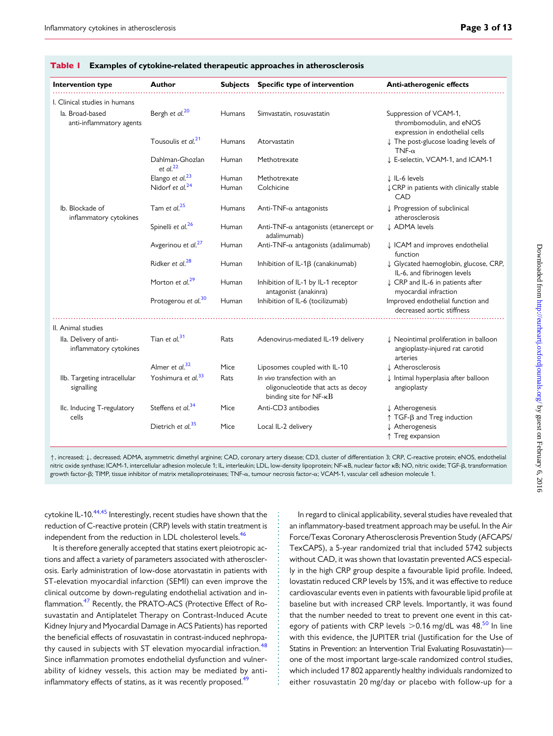**Table 1 Examples of cytokine-related therapeutic approaches in atherosclerosis**

| Intervention type | Author | Subjects | Specific type of intervention | Anti-atherogenic effects |
|---|---|---|---|---|
| I. Clinical studies in humans | | | | |
| Ia. Broad-based anti-inflammatory agents | Bergh *et al.*[20] | Humans | Simvastatin, rosuvastatin | Suppression of VCAM-1, thrombomodulin, and eNOS expression in endothelial cells |
| | Tousoulis *et al.*[21] | Humans | Atorvastatin | ↓ The post-glucose loading levels of TNF-α |
| | Dahlman-Ghozlan *et al.*[22] | Human | Methotrexate | ↓ E-selectin, VCAM-1, and ICAM-1 |
| | Elango *et al.*[23] | Human | Methotrexate | ↓ IL-6 levels |
| | Nidorf *et al.*[24] | Human | Colchicine | ↓CRP in patients with clinically stable CAD |
| Ib. Blockade of inflammatory cytokines | Tam *et al.*[25] | Humans | Anti-TNF-α antagonists | ↓ Progression of subclinical atherosclerosis |
| | Spinelli *et al.*[26] | Human | Anti-TNF-α antagonists (etanercept or adalimumab) | ↓ ADMA levels |
| | Avgerinou *et al.*[27] | Human | Anti-TNF-α antagonists (adalimumab) | ↓ ICAM and improves endothelial function |
| | Ridker *et al.*[28] | Human | Inhibition of IL-1β (canakinumab) | ↓ Glycated haemoglobin, glucose, CRP, IL-6, and fibrinogen levels |
| | Morton *et al.*[29] | Human | Inhibition of IL-1 by IL-1 receptor antagonist (anakinra) | ↓ CRP and IL-6 in patients after myocardial infraction |
| | Protogerou *et al.*[30] | Human | Inhibition of IL-6 (tocilizumab) | Improved endothelial function and decreased aortic stiffness |
| II. Animal studies | | | | |
| IIa. Delivery of anti-inflammatory cytokines | Tian *et al.*[31] | Rats | Adenovirus-mediated IL-19 delivery | ↓ Neointimal proliferation in balloon angioplasty-injured rat carotid arteries |
| | Almer *et al.*[32] | Mice | Liposomes coupled with IL-10 | ↓ Atherosclerosis |
| IIb. Targeting intracellular signalling | Yoshimura *et al.*[33] | Rats | *In vivo* transfection with an oligonucleotide that acts as decoy binding site for NF-κB | ↓ Intimal hyperplasia after balloon angioplasty |
| IIc. Inducing T-regulatory cells | Steffens *et al.*[34] | Mice | Anti-CD3 antibodies | ↓ Atherogenesis<br>↑ TGF-β and Treg induction |
| | Dietrich *et al.*[35] | Mice | Local IL-2 delivery | ↓ Atherogenesis<br>↑ Treg expansion |

↑, increased; ↓, decreased; ADMA, asymmetric dimethyl arginine; CAD, coronary artery disease; CD3, cluster of differentiation 3; CRP, C-reactive protein; eNOS, endothelial nitric oxide synthase; ICAM-1, intercellular adhesion molecule 1; IL, interleukin; LDL, low-density lipoprotein; NF-κB, nuclear factor κB; NO, nitric oxide; TGF-β, transformation growth factor-β; TIMP, tissue inhibitor of matrix metalloproteinases; TNF-α, tumour necrosis factor-α; VCAM-1, vascular cell adhesion molecule 1.

cytokine IL-10.[44,45] Interestingly, recent studies have shown that the reduction of C-reactive protein (CRP) levels with statin treatment is independent from the reduction in LDL cholesterol levels.[46]

It is therefore generally accepted that statins exert pleiotropic actions and affect a variety of parameters associated with atherosclerosis. Early administration of low-dose atorvastatin in patients with ST-elevation myocardial infarction (SEMI) can even improve the clinical outcome by down-regulating endothelial activation and inflammation.[47] Recently, the PRATO-ACS (Protective Effect of Rosuvastatin and Antiplatelet Therapy on Contrast-Induced Acute Kidney Injury and Myocardial Damage in ACS Patients) has reported the beneficial effects of rosuvastatin in contrast-induced nephropathy caused in subjects with ST elevation myocardial infraction.[48] Since inflammation promotes endothelial dysfunction and vulnerability of kidney vessels, this action may be mediated by anti-inflammatory effects of statins, as it was recently proposed.[49]

In regard to clinical applicability, several studies have revealed that an inflammatory-based treatment approach may be useful. In the Air Force/Texas Coronary Atherosclerosis Prevention Study (AFCAPS/TexCAPS), a 5-year randomized trial that included 5742 subjects without CAD, it was shown that lovastatin prevented ACS especially in the high CRP group despite a favourable lipid profile. Indeed, lovastatin reduced CRP levels by 15%, and it was effective to reduce cardiovascular events even in patients with favourable lipid profile at baseline but with increased CRP levels. Importantly, it was found that the number needed to treat to prevent one event in this category of patients with CRP levels >0.16 mg/dL was 48.[50] In line with this evidence, the JUPITER trial (Justification for the Use of Statins in Prevention: an Intervention Trial Evaluating Rosuvastatin)—one of the most important large-scale randomized control studies, which included 17 802 apparently healthy individuals randomized to either rosuvastatin 20 mg/day or placebo with follow-up for a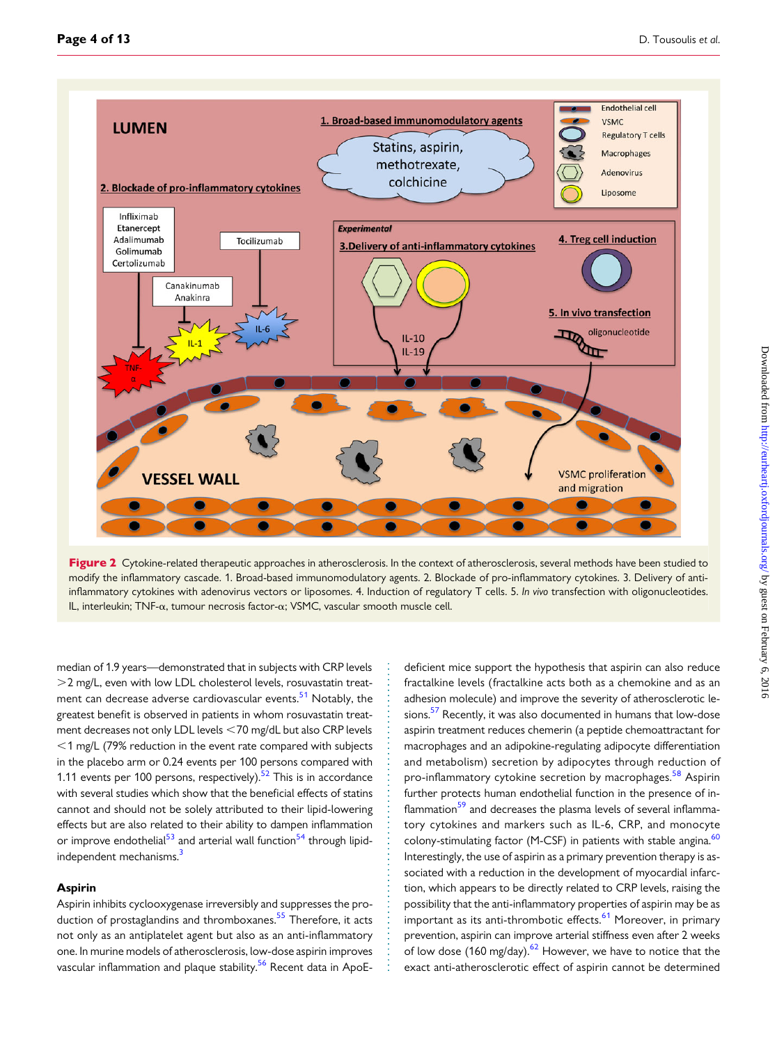**Figure 2** Cytokine-related therapeutic approaches in atherosclerosis. In the context of atherosclerosis, several methods have been studied to modify the inflammatory cascade. 1. Broad-based immunomodulatory agents. 2. Blockade of pro-inflammatory cytokines. 3. Delivery of anti-inflammatory cytokines with adenovirus vectors or liposomes. 4. Induction of regulatory T cells. 5. *In vivo* transfection with oligonucleotides. IL, interleukin; TNF-α, tumour necrosis factor-α; VSMC, vascular smooth muscle cell.

median of 1.9 years—demonstrated that in subjects with CRP levels >2 mg/L, even with low LDL cholesterol levels, rosuvastatin treatment can decrease adverse cardiovascular events.[51] Notably, the greatest benefit is observed in patients in whom rosuvastatin treatment decreases not only LDL levels <70 mg/dL but also CRP levels <1 mg/L (79% reduction in the event rate compared with subjects in the placebo arm or 0.24 events per 100 persons compared with 1.11 events per 100 persons, respectively).[52] This is in accordance with several studies which show that the beneficial effects of statins cannot and should not be solely attributed to their lipid-lowering effects but are also related to their ability to dampen inflammation or improve endothelial[53] and arterial wall function[54] through lipid-independent mechanisms.[3]

### Aspirin

Aspirin inhibits cyclooxygenase irreversibly and suppresses the production of prostaglandins and thromboxanes.[55] Therefore, it acts not only as an antiplatelet agent but also as an anti-inflammatory one. In murine models of atherosclerosis, low-dose aspirin improves vascular inflammation and plaque stability.[56] Recent data in ApoE-deficient mice support the hypothesis that aspirin can also reduce fractalkine levels (fractalkine acts both as a chemokine and as an adhesion molecule) and improve the severity of atherosclerotic lesions.[57] Recently, it was also documented in humans that low-dose aspirin treatment reduces chemerin (a peptide chemoattractant for macrophages and an adipokine-regulating adipocyte differentiation and metabolism) secretion by adipocytes through reduction of pro-inflammatory cytokine secretion by macrophages.[58] Aspirin further protects human endothelial function in the presence of inflammation[59] and decreases the plasma levels of several inflammatory cytokines and markers such as IL-6, CRP, and monocyte colony-stimulating factor (M-CSF) in patients with stable angina.[60] Interestingly, the use of aspirin as a primary prevention therapy is associated with a reduction in the development of myocardial infarction, which appears to be directly related to CRP levels, raising the possibility that the anti-inflammatory properties of aspirin may be as important as its anti-thrombotic effects.[61] Moreover, in primary prevention, aspirin can improve arterial stiffness even after 2 weeks of low dose (160 mg/day).[62] However, we have to notice that the exact anti-atherosclerotic effect of aspirin cannot be determined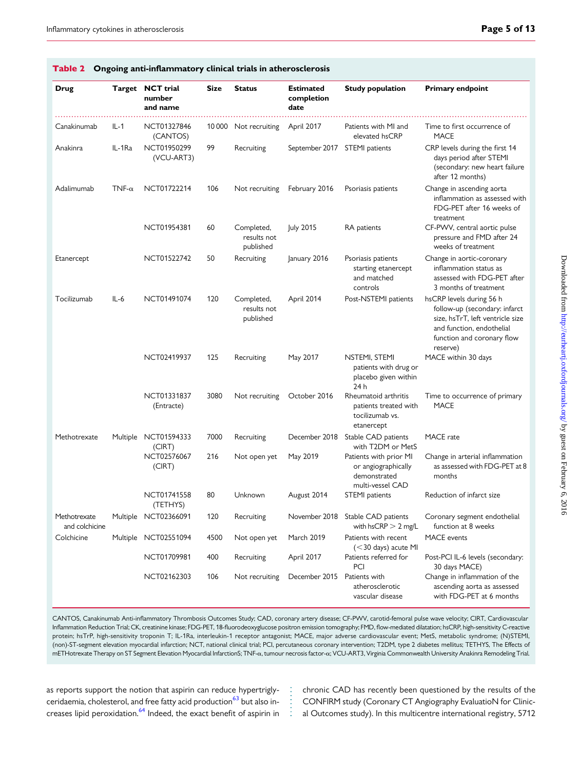**Table 2 Ongoing anti-inflammatory clinical trials in atherosclerosis**

| Drug | Target | NCT trial number and name | Size | Status | Estimated completion date | Study population | Primary endpoint |
|---|---|---|---|---|---|---|---|
| Canakinumab | IL-1 | NCT01327846 (CANTOS) | 10 000 | Not recruiting | April 2017 | Patients with MI and elevated hsCRP | Time to first occurrence of MACE |
| Anakinra | IL-1Ra | NCT01950299 (VCU-ART3) | 99 | Recruiting | September 2017 | STEMI patients | CRP levels during the first 14 days period after STEMI (secondary: new heart failure after 12 months) |
| Adalimumab | TNF-α | NCT01722214 | 106 | Not recruiting | February 2016 | Psoriasis patients | Change in ascending aorta inflammation as assessed with FDG-PET after 16 weeks of treatment |
| | | NCT01954381 | 60 | Completed, results not published | July 2015 | RA patients | CF-PWV, central aortic pulse pressure and FMD after 24 weeks of treatment |
| Etanercept | | NCT01522742 | 50 | Recruiting | January 2016 | Psoriasis patients starting etanercept and matched controls | Change in aortic-coronary inflammation status as assessed with FDG-PET after 3 months of treatment |
| Tocilizumab | IL-6 | NCT01491074 | 120 | Completed, results not published | April 2014 | Post-NSTEMI patients | hsCRP levels during 56 h follow-up (secondary: infarct size, hsTrT, left ventricle size and function, endothelial function and coronary flow reserve) |
| | | NCT02419937 | 125 | Recruiting | May 2017 | NSTEMI, STEMI patients with drug or placebo given within 24 h | MACE within 30 days |
| | | NCT01331837 (Entracte) | 3080 | Not recruiting | October 2016 | Rheumatoid arthritis patients treated with tocilizumab vs. etanercept | Time to occurrence of primary MACE |
| Methotrexate | Multiple | NCT01594333 (CIRT) | 7000 | Recruiting | December 2018 | Stable CAD patients with T2DM or MetS | MACE rate |
| | | NCT02576067 (CIRT) | 216 | Not open yet | May 2019 | Patients with prior MI or angiographically demonstrated multi-vessel CAD | Change in arterial inflammation as assessed with FDG-PET at 8 months |
| | | NCT01741558 (TETHYS) | 80 | Unknown | August 2014 | STEMI patients | Reduction of infarct size |
| Methotrexate and colchicine | Multiple | NCT02366091 | 120 | Recruiting | November 2018 | Stable CAD patients with hsCRP > 2 mg/L | Coronary segment endothelial function at 8 weeks |
| Colchicine | Multiple | NCT02551094 | 4500 | Not open yet | March 2019 | Patients with recent (<30 days) acute MI | MACE events |
| | | NCT01709981 | 400 | Recruiting | April 2017 | Patients referred for PCI | Post-PCI IL-6 levels (secondary: 30 days MACE) |
| | | NCT02162303 | 106 | Not recruiting | December 2015 | Patients with atherosclerotic vascular disease | Change in inflammation of the ascending aorta as assessed with FDG-PET at 6 months |

CANTOS, Canakinumab Anti-inflammatory Thrombosis Outcomes Study; CAD, coronary artery disease; CF-PWV, carotid-femoral pulse wave velocity; CIRT, Cardiovascular Inflammation Reduction Trial; CK, creatinine kinase; FDG-PET, 18-fluorodeoxyglucose positron emission tomography; FMD, flow-mediated dilatation; hsCRP, high-sensitivity C-reactive protein; hsTrP, high-sensitivity troponin T; IL-1Ra, interleukin-1 receptor antagonist; MACE, major adverse cardiovascular event; MetS, metabolic syndrome; (N)STEMI, (non)-ST-segment elevation myocardial infarction; NCT, national clinical trial; PCI, percutaneous coronary intervention; T2DM, type 2 diabetes mellitus; TETHYS, The Effects of mETHotrexate Therapy on ST Segment Elevation Myocardial InfarctionS; TNF-α, tumour necrosis factor-α; VCU-ART3, Virginia Commonwealth University Anakinra Remodeling Trial.

as reports support the notion that aspirin can reduce hypertriglyceridaemia, cholesterol, and free fatty acid production[63] but also increases lipid peroxidation.[64] Indeed, the exact benefit of aspirin in chronic CAD has recently been questioned by the results of the CONFIRM study (Coronary CT Angiography EvaluatioN for Clinical Outcomes study). In this multicentre international registry, 5712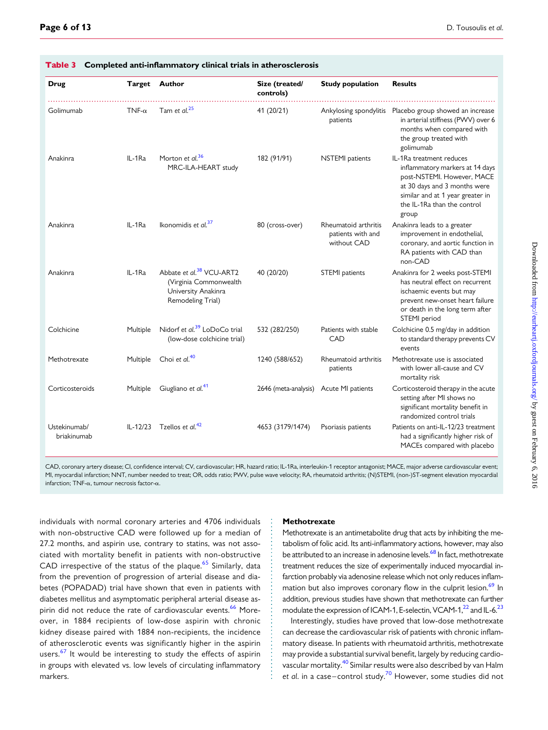**Table 3 Completed anti-inflammatory clinical trials in atherosclerosis**

| Drug | Target | Author | Size (treated/controls) | Study population | Results |
|---|---|---|---|---|---|
| Golimumab | TNF-α | Tam *et al.*[25] | 41 (20/21) | Ankylosing spondylitis patients | Placebo group showed an increase in arterial stiffness (PWV) over 6 months when compared with the group treated with golimumab |
| Anakinra | IL-1Ra | Morton *et al.*[36] MRC-ILA-HEART study | 182 (91/91) | NSTEMI patients | IL-1Ra treatment reduces inflammatory markers at 14 days post-NSTEMI. However, MACE at 30 days and 3 months were similar and at 1 year greater in the IL-1Ra than the control group |
| Anakinra | IL-1Ra | Ikonomidis *et al.*[37] | 80 (cross-over) | Rheumatoid arthritis patients with and without CAD | Anakinra leads to a greater improvement in endothelial, coronary, and aortic function in RA patients with CAD than non-CAD |
| Anakinra | IL-1Ra | Abbate *et al.*[38] VCU-ART2 (Virginia Commonwealth University Anakinra Remodeling Trial) | 40 (20/20) | STEMI patients | Anakinra for 2 weeks post-STEMI has neutral effect on recurrent ischaemic events but may prevent new-onset heart failure or death in the long term after STEMI period |
| Colchicine | Multiple | Nidorf *et al.*[39] LoDoCo trial (low-dose colchicine trial) | 532 (282/250) | Patients with stable CAD | Colchicine 0.5 mg/day in addition to standard therapy prevents CV events |
| Methotrexate | Multiple | Choi *et al.*[40] | 1240 (588/652) | Rheumatoid arthritis patients | Methotrexate use is associated with lower all-cause and CV mortality risk |
| Corticosteroids | Multiple | Giugliano *et al.*[41] | 2646 (meta-analysis) | Acute MI patients | Corticosteroid therapy in the acute setting after MI shows no significant mortality benefit in randomized control trials |
| Ustekinumab/ briakinumab | IL-12/23 | Tzellos *et al.*[42] | 4653 (3179/1474) | Psoriasis patients | Patients on anti-IL-12/23 treatment had a significantly higher risk of MACEs compared with placebo |

CAD, coronary artery disease; CI, confidence interval; CV, cardiovascular; HR, hazard ratio; IL-1Ra, interleukin-1 receptor antagonist; MACE, major adverse cardiovascular event; MI, myocardial infarction; NNT, number needed to treat; OR, odds ratio; PWV, pulse wave velocity; RA, rheumatoid arthritis; (N)STEMI, (non-)ST-segment elevation myocardial infarction; TNF-α, tumour necrosis factor-α.

individuals with normal coronary arteries and 4706 individuals with non-obstructive CAD were followed up for a median of 27.2 months, and aspirin use, contrary to statins, was not associated with mortality benefit in patients with non-obstructive CAD irrespective of the status of the plaque.[65] Similarly, data from the prevention of progression of arterial disease and diabetes (POPADAD) trial have shown that even in patients with diabetes mellitus and asymptomatic peripheral arterial disease aspirin did not reduce the rate of cardiovascular events.[66] Moreover, in 1884 recipients of low-dose aspirin with chronic kidney disease paired with 1884 non-recipients, the incidence of atherosclerotic events was significantly higher in the aspirin users.[67] It would be interesting to study the effects of aspirin in groups with elevated vs. low levels of circulating inflammatory markers.

### Methotrexate

Methotrexate is an antimetabolite drug that acts by inhibiting the metabolism of folic acid. Its anti-inflammatory actions, however, may also be attributed to an increase in adenosine levels.[68] In fact, methotrexate treatment reduces the size of experimentally induced myocardial infarction probably via adenosine release which not only reduces inflammation but also improves coronary flow in the culprit lesion.[69] In addition, previous studies have shown that methotrexate can further modulate the expression of ICAM-1, E-selectin, VCAM-1,[22] and IL-6.[23]

Interestingly, studies have proved that low-dose methotrexate can decrease the cardiovascular risk of patients with chronic inflammatory disease. In patients with rheumatoid arthritis, methotrexate may provide a substantial survival benefit, largely by reducing cardiovascular mortality.[40] Similar results were also described by van Halm *et al.* in a case–control study.[70] However, some studies did not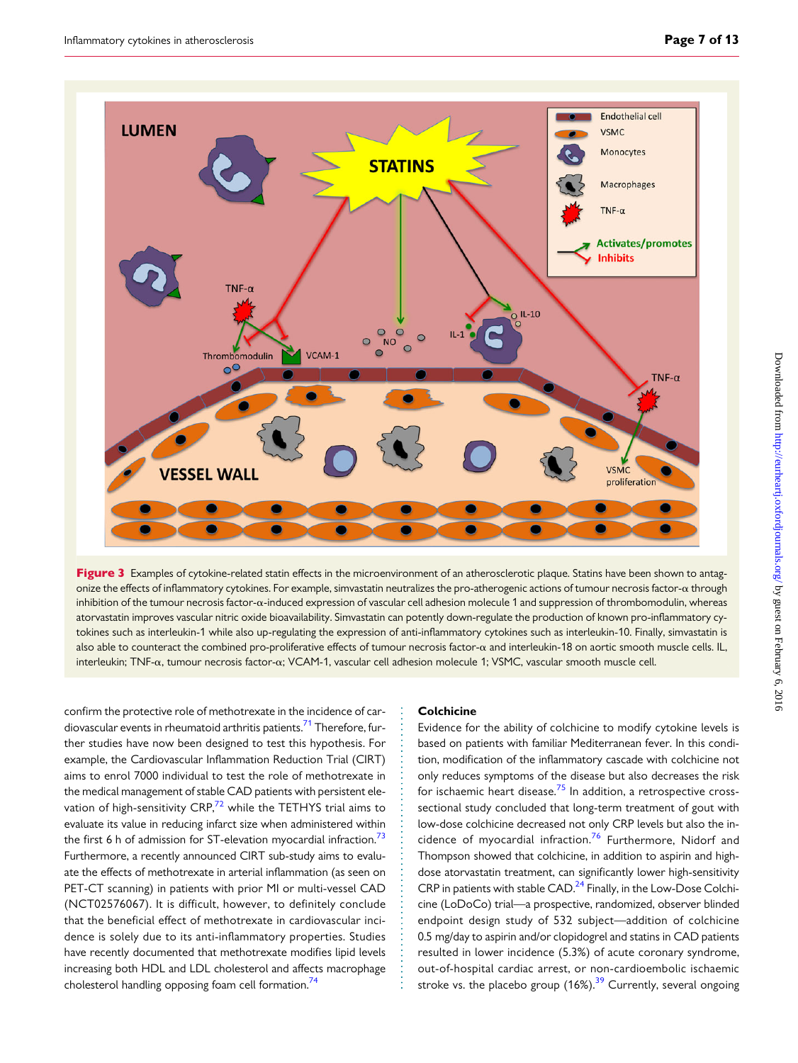**Figure 3** Examples of cytokine-related statin effects in the microenvironment of an atherosclerotic plaque. Statins have been shown to antagonize the effects of inflammatory cytokines. For example, simvastatin neutralizes the pro-atherogenic actions of tumour necrosis factor-α through inhibition of the tumour necrosis factor-α-induced expression of vascular cell adhesion molecule 1 and suppression of thrombomodulin, whereas atorvastatin improves vascular nitric oxide bioavailability. Simvastatin can potently down-regulate the production of known pro-inflammatory cytokines such as interleukin-1 while also up-regulating the expression of anti-inflammatory cytokines such as interleukin-10. Finally, simvastatin is also able to counteract the combined pro-proliferative effects of tumour necrosis factor-α and interleukin-18 on aortic smooth muscle cells. IL, interleukin; TNF-α, tumour necrosis factor-α; VCAM-1, vascular cell adhesion molecule 1; VSMC, vascular smooth muscle cell.

confirm the protective role of methotrexate in the incidence of cardiovascular events in rheumatoid arthritis patients.[71] Therefore, further studies have now been designed to test this hypothesis. For example, the Cardiovascular Inflammation Reduction Trial (CIRT) aims to enrol 7000 individual to test the role of methotrexate in the medical management of stable CAD patients with persistent elevation of high-sensitivity CRP,[72] while the TETHYS trial aims to evaluate its value in reducing infarct size when administered within the first 6 h of admission for ST-elevation myocardial infarction.[73] Furthermore, a recently announced CIRT sub-study aims to evaluate the effects of methotrexate in arterial inflammation (as seen on PET-CT scanning) in patients with prior MI or multi-vessel CAD (NCT02576067). It is difficult, however, to definitely conclude that the beneficial effect of methotrexate in cardiovascular incidence is solely due to its anti-inflammatory properties. Studies have recently documented that methotrexate modifies lipid levels increasing both HDL and LDL cholesterol and affects macrophage cholesterol handling opposing foam cell formation.[74]

### Colchicine

Evidence for the ability of colchicine to modify cytokine levels is based on patients with familiar Mediterranean fever. In this condition, modification of the inflammatory cascade with colchicine not only reduces symptoms of the disease but also decreases the risk for ischaemic heart disease.[75] In addition, a retrospective cross-sectional study concluded that long-term treatment of gout with low-dose colchicine decreased not only CRP levels but also the incidence of myocardial infarction.[76] Furthermore, Nidorf and Thompson showed that colchicine, in addition to aspirin and high-dose atorvastatin treatment, can significantly lower high-sensitivity CRP in patients with stable CAD.[24] Finally, in the Low-Dose Colchicine (LoDoCo) trial—a prospective, randomized, observer blinded endpoint design study of 532 subject—addition of colchicine 0.5 mg/day to aspirin and/or clopidogrel and statins in CAD patients resulted in lower incidence (5.3%) of acute coronary syndrome, out-of-hospital cardiac arrest, or non-cardioembolic ischaemic stroke vs. the placebo group (16%).[39] Currently, several ongoing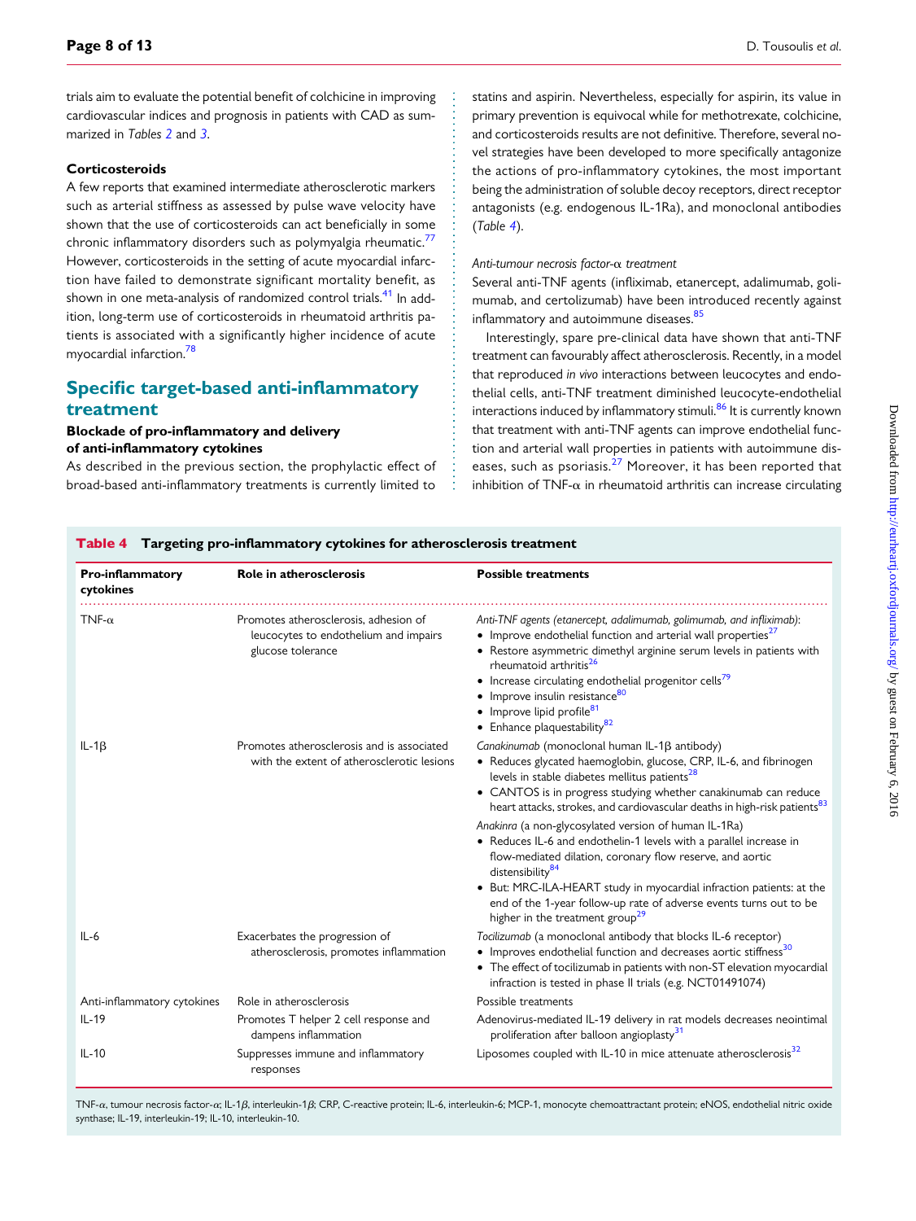trials aim to evaluate the potential benefit of colchicine in improving cardiovascular indices and prognosis in patients with CAD as summarized in Tables 2 and 3.

### Corticosteroids

A few reports that examined intermediate atherosclerotic markers such as arterial stiffness as assessed by pulse wave velocity have shown that the use of corticosteroids can act beneficially in some chronic inflammatory disorders such as polymyalgia rheumatic.[77] However, corticosteroids in the setting of acute myocardial infarction have failed to demonstrate significant mortality benefit, as shown in one meta-analysis of randomized control trials.[41] In addition, long-term use of corticosteroids in rheumatoid arthritis patients is associated with a significantly higher incidence of acute myocardial infarction.[78]

## Specific target-based anti-inflammatory treatment

### Blockade of pro-inflammatory and delivery of anti-inflammatory cytokines

As described in the previous section, the prophylactic effect of broad-based anti-inflammatory treatments is currently limited to statins and aspirin. Nevertheless, especially for aspirin, its value in primary prevention is equivocal while for methotrexate, colchicine, and corticosteroids results are not definitive. Therefore, several novel strategies have been developed to more specifically antagonize the actions of pro-inflammatory cytokines, the most important being the administration of soluble decoy receptors, direct receptor antagonists (e.g. endogenous IL-1Ra), and monoclonal antibodies (Table 4).

#### *Anti-tumour necrosis factor-α treatment*

Several anti-TNF agents (infliximab, etanercept, adalimumab, golimumab, and certolizumab) have been introduced recently against inflammatory and autoimmune diseases.[85]

Interestingly, spare pre-clinical data have shown that anti-TNF treatment can favourably affect atherosclerosis. Recently, in a model that reproduced *in vivo* interactions between leucocytes and endothelial cells, anti-TNF treatment diminished leucocyte-endothelial interactions induced by inflammatory stimuli.[86] It is currently known that treatment with anti-TNF agents can improve endothelial function and arterial wall properties in patients with autoimmune diseases, such as psoriasis.[27] Moreover, it has been reported that inhibition of TNF-α in rheumatoid arthritis can increase circulating

**Table 4** Targeting pro-inflammatory cytokines for atherosclerosis treatment

| Pro-inflammatory cytokines | Role in atherosclerosis | Possible treatments |
|---|---|---|
| TNF-α | Promotes atherosclerosis, adhesion of leucocytes to endothelium and impairs glucose tolerance | *Anti-TNF agents (etanercept, adalimumab, golimumab, and infliximab)*:<br>• Improve endothelial function and arterial wall properties[27]<br>• Restore asymmetric dimethyl arginine serum levels in patients with rheumatoid arthritis[26]<br>• Increase circulating endothelial progenitor cells[79]<br>• Improve insulin resistance[80]<br>• Improve lipid profile[81]<br>• Enhance plaquestability[82] |
| IL-1β | Promotes atherosclerosis and is associated with the extent of atherosclerotic lesions | *Canakinumab* (monoclonal human IL-1β antibody)<br>• Reduces glycated haemoglobin, glucose, CRP, IL-6, and fibrinogen levels in stable diabetes mellitus patients[28]<br>• CANTOS is in progress studying whether canakinumab can reduce heart attacks, strokes, and cardiovascular deaths in high-risk patients[83]<br>*Anakinra* (a non-glycosylated version of human IL-1Ra)<br>• Reduces IL-6 and endothelin-1 levels with a parallel increase in flow-mediated dilation, coronary flow reserve, and aortic distensibility[84]<br>• But: MRC-ILA-HEART study in myocardial infraction patients: at the end of the 1-year follow-up rate of adverse events turns out to be higher in the treatment group[29] |
| IL-6 | Exacerbates the progression of atherosclerosis, promotes inflammation | *Tocilizumab* (a monoclonal antibody that blocks IL-6 receptor)<br>• Improves endothelial function and decreases aortic stiffness[30]<br>• The effect of tocilizumab in patients with non-ST elevation myocardial infraction is tested in phase II trials (e.g. NCT01491074) |
| Anti-inflammatory cytokines | Role in atherosclerosis | Possible treatments |
| IL-19 | Promotes T helper 2 cell response and dampens inflammation | Adenovirus-mediated IL-19 delivery in rat models decreases neointimal proliferation after balloon angioplasty[31] |
| IL-10 | Suppresses immune and inflammatory responses | Liposomes coupled with IL-10 in mice attenuate atherosclerosis[32] |

TNF-α, tumour necrosis factor-α; IL-1β, interleukin-1β; CRP, C-reactive protein; IL-6, interleukin-6; MCP-1, monocyte chemoattractant protein; eNOS, endothelial nitric oxide synthase; IL-19, interleukin-19; IL-10, interleukin-10.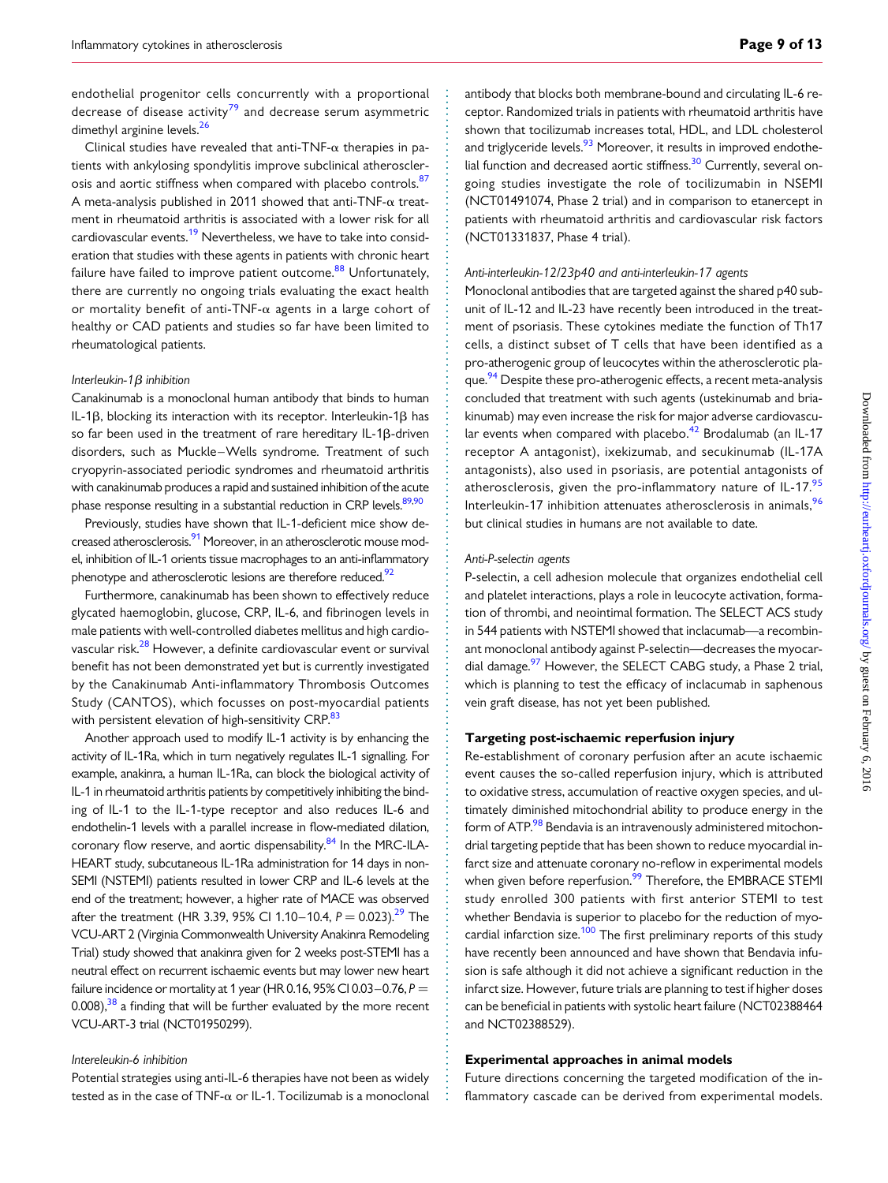endothelial progenitor cells concurrently with a proportional decrease of disease activity[79] and decrease serum asymmetric dimethyl arginine levels.[26]

Clinical studies have revealed that anti-TNF-α therapies in patients with ankylosing spondylitis improve subclinical atherosclerosis and aortic stiffness when compared with placebo controls.[87] A meta-analysis published in 2011 showed that anti-TNF-α treatment in rheumatoid arthritis is associated with a lower risk for all cardiovascular events.[19] Nevertheless, we have to take into consideration that studies with these agents in patients with chronic heart failure have failed to improve patient outcome.[88] Unfortunately, there are currently no ongoing trials evaluating the exact health or mortality benefit of anti-TNF-α agents in a large cohort of healthy or CAD patients and studies so far have been limited to rheumatological patients.

*Interleukin-1β inhibition*

Canakinumab is a monoclonal human antibody that binds to human IL-1β, blocking its interaction with its receptor. Interleukin-1β has so far been used in the treatment of rare hereditary IL-1β-driven disorders, such as Muckle–Wells syndrome. Treatment of such cryopyrin-associated periodic syndromes and rheumatoid arthritis with canakinumab produces a rapid and sustained inhibition of the acute phase response resulting in a substantial reduction in CRP levels.[89,90]

Previously, studies have shown that IL-1-deficient mice show decreased atherosclerosis.[91] Moreover, in an atherosclerotic mouse model, inhibition of IL-1 orients tissue macrophages to an anti-inflammatory phenotype and atherosclerotic lesions are therefore reduced.[92]

Furthermore, canakinumab has been shown to effectively reduce glycated haemoglobin, glucose, CRP, IL-6, and fibrinogen levels in male patients with well-controlled diabetes mellitus and high cardiovascular risk.[28] However, a definite cardiovascular event or survival benefit has not been demonstrated yet but is currently investigated by the Canakinumab Anti-inflammatory Thrombosis Outcomes Study (CANTOS), which focusses on post-myocardial patients with persistent elevation of high-sensitivity CRP.[83]

Another approach used to modify IL-1 activity is by enhancing the activity of IL-1Ra, which in turn negatively regulates IL-1 signalling. For example, anakinra, a human IL-1Ra, can block the biological activity of IL-1 in rheumatoid arthritis patients by competitively inhibiting the binding of IL-1 to the IL-1-type receptor and also reduces IL-6 and endothelin-1 levels with a parallel increase in flow-mediated dilation, coronary flow reserve, and aortic dispensability.[84] In the MRC-ILA-HEART study, subcutaneous IL-1Ra administration for 14 days in non-SEMI (NSTEMI) patients resulted in lower CRP and IL-6 levels at the end of the treatment; however, a higher rate of MACE was observed after the treatment (HR 3.39, 95% CI 1.10–10.4, $P = 0.023$).[29] The VCU-ART 2 (Virginia Commonwealth University Anakinra Remodeling Trial) study showed that anakinra given for 2 weeks post-STEMI has a neutral effect on recurrent ischaemic events but may lower new heart failure incidence or mortality at 1 year (HR 0.16, 95% CI 0.03–0.76, $P = 0.008$),[38] a finding that will be further evaluated by the more recent VCU-ART-3 trial (NCT01950299).

*Intereleukin-6 inhibition*

Potential strategies using anti-IL-6 therapies have not been as widely tested as in the case of TNF-α or IL-1. Tocilizumab is a monoclonal antibody that blocks both membrane-bound and circulating IL-6 receptor. Randomized trials in patients with rheumatoid arthritis have shown that tocilizumab increases total, HDL, and LDL cholesterol and triglyceride levels.[93] Moreover, it results in improved endothelial function and decreased aortic stiffness.[30] Currently, several ongoing studies investigate the role of tocilizumabin in NSEMI (NCT01491074, Phase 2 trial) and in comparison to etanercept in patients with rheumatoid arthritis and cardiovascular risk factors (NCT01331837, Phase 4 trial).

*Anti-interleukin-12/23p40 and anti-interleukin-17 agents*

Monoclonal antibodies that are targeted against the shared p40 subunit of IL-12 and IL-23 have recently been introduced in the treatment of psoriasis. These cytokines mediate the function of Th17 cells, a distinct subset of T cells that have been identified as a pro-atherogenic group of leucocytes within the atherosclerotic plaque.[94] Despite these pro-atherogenic effects, a recent meta-analysis concluded that treatment with such agents (ustekinumab and briakinumab) may even increase the risk for major adverse cardiovascular events when compared with placebo.[42] Brodalumab (an IL-17 receptor A antagonist), ixekizumab, and secukinumab (IL-17A antagonists), also used in psoriasis, are potential antagonists of atherosclerosis, given the pro-inflammatory nature of IL-17.[95] Interleukin-17 inhibition attenuates atherosclerosis in animals,[96] but clinical studies in humans are not available to date.

*Anti-P-selectin agents*

P-selectin, a cell adhesion molecule that organizes endothelial cell and platelet interactions, plays a role in leucocyte activation, formation of thrombi, and neointimal formation. The SELECT ACS study in 544 patients with NSTEMI showed that inclacumab—a recombinant monoclonal antibody against P-selectin—decreases the myocardial damage.[97] However, the SELECT CABG study, a Phase 2 trial, which is planning to test the efficacy of inclacumab in saphenous vein graft disease, has not yet been published.

**Targeting post-ischaemic reperfusion injury**

Re-establishment of coronary perfusion after an acute ischaemic event causes the so-called reperfusion injury, which is attributed to oxidative stress, accumulation of reactive oxygen species, and ultimately diminished mitochondrial ability to produce energy in the form of ATP.[98] Bendavia is an intravenously administered mitochondrial targeting peptide that has been shown to reduce myocardial infarct size and attenuate coronary no-reflow in experimental models when given before reperfusion.[99] Therefore, the EMBRACE STEMI study enrolled 300 patients with first anterior STEMI to test whether Bendavia is superior to placebo for the reduction of myocardial infarction size.[100] The first preliminary reports of this study have recently been announced and have shown that Bendavia infusion is safe although it did not achieve a significant reduction in the infarct size. However, future trials are planning to test if higher doses can be beneficial in patients with systolic heart failure (NCT02388464 and NCT02388529).

**Experimental approaches in animal models**

Future directions concerning the targeted modification of the inflammatory cascade can be derived from experimental models.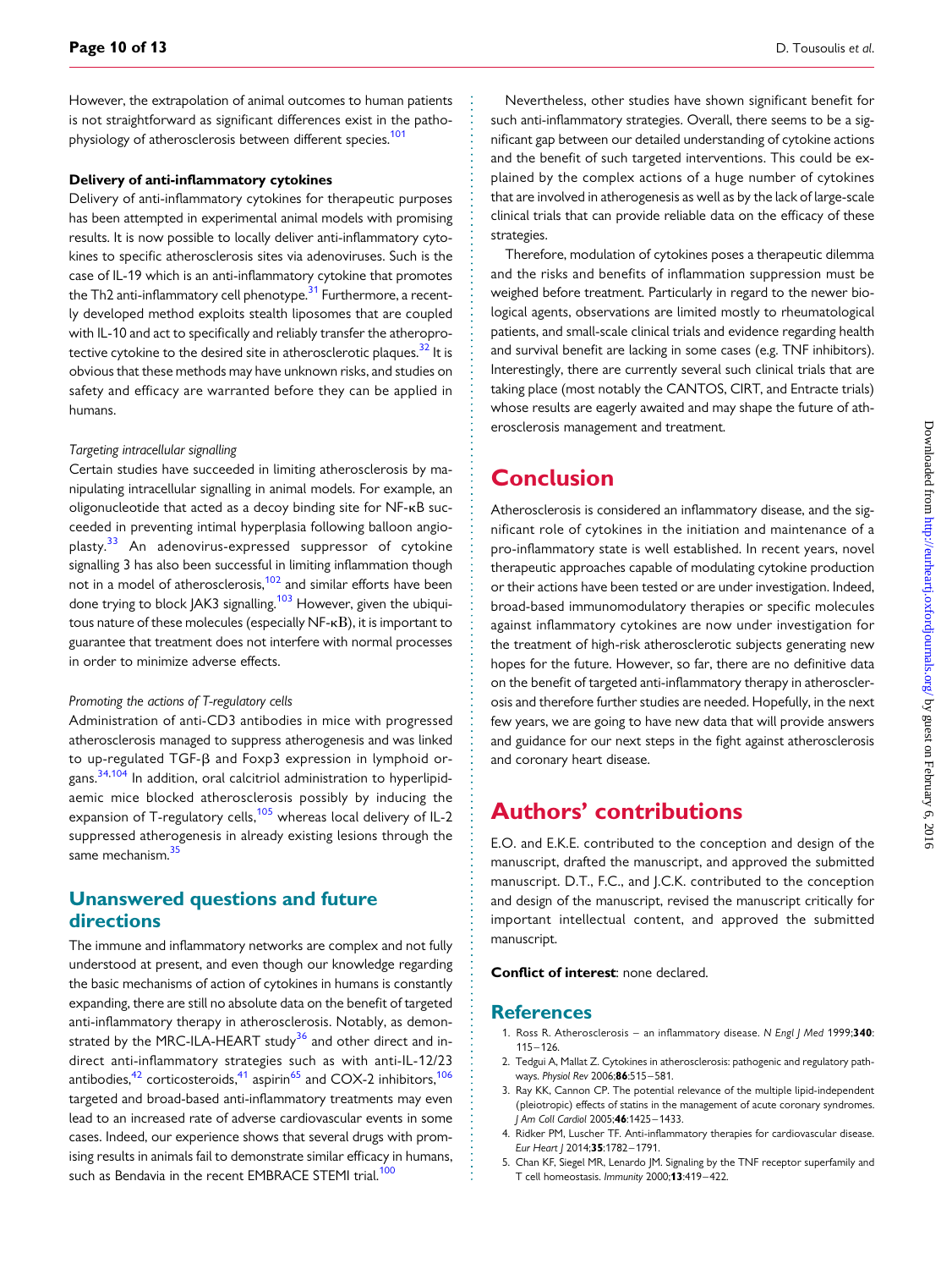However, the extrapolation of animal outcomes to human patients is not straightforward as significant differences exist in the pathophysiology of atherosclerosis between different species.[101]

**Delivery of anti-inflammatory cytokines**

Delivery of anti-inflammatory cytokines for therapeutic purposes has been attempted in experimental animal models with promising results. It is now possible to locally deliver anti-inflammatory cytokines to specific atherosclerosis sites via adenoviruses. Such is the case of IL-19 which is an anti-inflammatory cytokine that promotes the Th2 anti-inflammatory cell phenotype.[31] Furthermore, a recently developed method exploits stealth liposomes that are coupled with IL-10 and act to specifically and reliably transfer the atheroprotective cytokine to the desired site in atherosclerotic plaques.[32] It is obvious that these methods may have unknown risks, and studies on safety and efficacy are warranted before they can be applied in humans.

*Targeting intracellular signalling*

Certain studies have succeeded in limiting atherosclerosis by manipulating intracellular signalling in animal models. For example, an oligonucleotide that acted as a decoy binding site for NF-κB succeeded in preventing intimal hyperplasia following balloon angioplasty.[33] An adenovirus-expressed suppressor of cytokine signalling 3 has also been successful in limiting inflammation though not in a model of atherosclerosis,[102] and similar efforts have been done trying to block JAK3 signalling.[103] However, given the ubiquitous nature of these molecules (especially NF-κB), it is important to guarantee that treatment does not interfere with normal processes in order to minimize adverse effects.

*Promoting the actions of T-regulatory cells*

Administration of anti-CD3 antibodies in mice with progressed atherosclerosis managed to suppress atherogenesis and was linked to up-regulated TGF-β and Foxp3 expression in lymphoid organs.[34,104] In addition, oral calcitriol administration to hyperlipidaemic mice blocked atherosclerosis possibly by inducing the expansion of T-regulatory cells,[105] whereas local delivery of IL-2 suppressed atherogenesis in already existing lesions through the same mechanism.[35]

## Unanswered questions and future directions

The immune and inflammatory networks are complex and not fully understood at present, and even though our knowledge regarding the basic mechanisms of action of cytokines in humans is constantly expanding, there are still no absolute data on the benefit of targeted anti-inflammatory therapy in atherosclerosis. Notably, as demonstrated by the MRC-ILA-HEART study[36] and other direct and indirect anti-inflammatory strategies such as with anti-IL-12/23 antibodies,[42] corticosteroids,[41] aspirin[65] and COX-2 inhibitors,[106] targeted and broad-based anti-inflammatory treatments may even lead to an increased rate of adverse cardiovascular events in some cases. Indeed, our experience shows that several drugs with promising results in animals fail to demonstrate similar efficacy in humans, such as Bendavia in the recent EMBRACE STEMI trial.[100]

Nevertheless, other studies have shown significant benefit for such anti-inflammatory strategies. Overall, there seems to be a significant gap between our detailed understanding of cytokine actions and the benefit of such targeted interventions. This could be explained by the complex actions of a huge number of cytokines that are involved in atherogenesis as well as by the lack of large-scale clinical trials that can provide reliable data on the efficacy of these strategies.

Therefore, modulation of cytokines poses a therapeutic dilemma and the risks and benefits of inflammation suppression must be weighed before treatment. Particularly in regard to the newer biological agents, observations are limited mostly to rheumatological patients, and small-scale clinical trials and evidence regarding health and survival benefit are lacking in some cases (e.g. TNF inhibitors). Interestingly, there are currently several such clinical trials that are taking place (most notably the CANTOS, CIRT, and Entracte trials) whose results are eagerly awaited and may shape the future of atherosclerosis management and treatment.

# Conclusion

Atherosclerosis is considered an inflammatory disease, and the significant role of cytokines in the initiation and maintenance of a pro-inflammatory state is well established. In recent years, novel therapeutic approaches capable of modulating cytokine production or their actions have been tested or are under investigation. Indeed, broad-based immunomodulatory therapies or specific molecules against inflammatory cytokines are now under investigation for the treatment of high-risk atherosclerotic subjects generating new hopes for the future. However, so far, there are no definitive data on the benefit of targeted anti-inflammatory therapy in atherosclerosis and therefore further studies are needed. Hopefully, in the next few years, we are going to have new data that will provide answers and guidance for our next steps in the fight against atherosclerosis and coronary heart disease.

# Authors' contributions

E.O. and E.K.E. contributed to the conception and design of the manuscript, drafted the manuscript, and approved the submitted manuscript. D.T., F.C., and J.C.K. contributed to the conception and design of the manuscript, revised the manuscript critically for important intellectual content, and approved the submitted manuscript.

**Conflict of interest**: none declared.

## References

1. Ross R. Atherosclerosis – an inflammatory disease. *N Engl J Med* 1999;**340**:115–126.
2. Tedgui A, Mallat Z. Cytokines in atherosclerosis: pathogenic and regulatory pathways. *Physiol Rev* 2006;**86**:515–581.
3. Ray KK, Cannon CP. The potential relevance of the multiple lipid-independent (pleiotropic) effects of statins in the management of acute coronary syndromes. *J Am Coll Cardiol* 2005;**46**:1425–1433.
4. Ridker PM, Luscher TF. Anti-inflammatory therapies for cardiovascular disease. *Eur Heart J* 2014;**35**:1782–1791.
5. Chan KF, Siegel MR, Lenardo JM. Signaling by the TNF receptor superfamily and T cell homeostasis. *Immunity* 2000;**13**:419–422.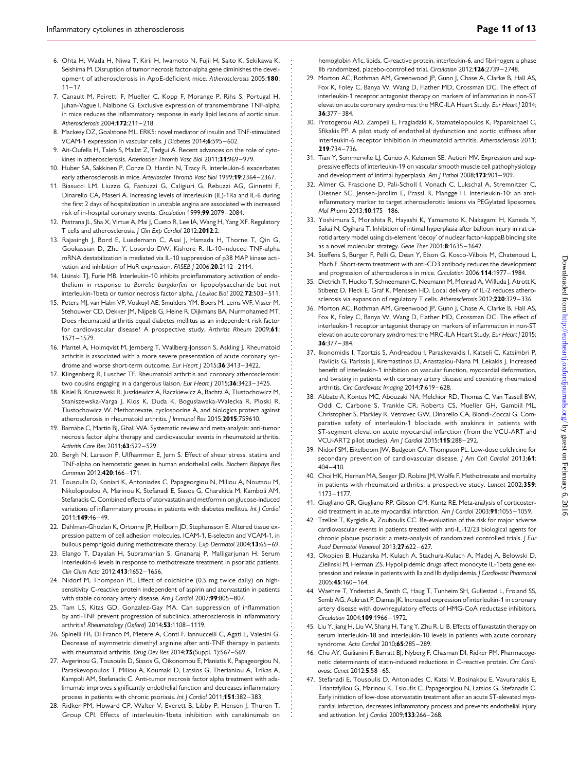6. Ohta H, Wada H, Niwa T, Kirii H, Iwamoto N, Fujii H, Saito K, Sekikawa K, Seishima M. Disruption of tumor necrosis factor-alpha gene diminishes the development of atherosclerosis in ApoE-deficient mice. *Atherosclerosis* 2005;**180**: 11–17.
7. Canault M, Peiretti F, Mueller C, Kopp F, Morange P, Rihs S, Portugal H, Juhan-Vague I, Nalbone G. Exclusive expression of transmembrane TNF-alpha in mice reduces the inflammatory response in early lipid lesions of aortic sinus. *Atherosclerosis* 2004;**172**:211–218.
8. Mackesy DZ, Goalstone ML. ERK5: novel mediator of insulin and TNF-stimulated VCAM-1 expression in vascular cells. *J Diabetes* 2014;**6**:595–602.
9. Ait-Oufella H, Taleb S, Mallat Z, Tedgui A. Recent advances on the role of cytokines in atherosclerosis. *Arterioscler Thromb Vasc Biol* 2011;**31**:969–979.
10. Huber SA, Sakkinen P, Conze D, Hardin N, Tracy R. Interleukin-6 exacerbates early atherosclerosis in mice. *Arterioscler Thromb Vasc Biol* 1999;**19**:2364–2367.
11. Biasucci LM, Liuzzo G, Fantuzzi G, Caligiuri G, Rebuzzi AG, Ginnetti F, Dinarello CA, Maseri A. Increasing levels of interleukin (IL)-1Ra and IL-6 during the first 2 days of hospitalization in unstable angina are associated with increased risk of in-hospital coronary events. *Circulation* 1999;**99**:2079–2084.
12. Pastrana JL, Sha X, Virtue A, Mai J, Cueto R, Lee IA, Wang H, Yang XF. Regulatory T cells and atherosclerosis. *J Clin Exp Cardiol* 2012;**2012**:2.
13. Rajasingh J, Bord E, Luedemann C, Asai J, Hamada H, Thorne T, Qin G, Goukassian D, Zhu Y, Losordo DW, Kishore R. IL-10-induced TNF-alpha mRNA destabilization is mediated via IL-10 suppression of p38 MAP kinase activation and inhibition of HuR expression. *FASEB J* 2006;**20**:2112–2114.
14. Lisinski TJ, Furie MB. Interleukin-10 inhibits proinflammatory activation of endothelium in response to *Borrelia burgdorferi* or lipopolysaccharide but not interleukin-1beta or tumor necrosis factor alpha. *J Leukoc Biol* 2002;**72**:503–511.
15. Peters MJ, van Halm VP, Voskuyl AE, Smulders YM, Boers M, Lems WF, Visser M, Stehouwer CD, Dekker JM, Nijpels G, Heine R, Dijkmans BA, Nurmohamed MT. Does rheumatoid arthritis equal diabetes mellitus as an independent risk factor for cardiovascular disease? A prospective study. *Arthritis Rheum* 2009;**61**: 1571–1579.
16. Mantel A, Holmqvist M, Jernberg T, Wallberg-Jonsson S, Askling J. Rheumatoid arthritis is associated with a more severe presentation of acute coronary syndrome and worse short-term outcome. *Eur Heart J* 2015;**36**:3413–3422.
17. Klingenberg R, Luscher TF. Rheumatoid arthritis and coronary atherosclerosis: two cousins engaging in a dangerous liaison. *Eur Heart J* 2015;**36**:3423–3425.
18. Kisiel B, Kruszewski R, Juszkiewicz A, Raczkiewicz A, Bachta A, Tlustochowicz M, Staniszewska-Varga J, Klos K, Duda K, Boguslawska-Walecka R, Ploski R, Tlustochowicz W. Methotrexate, cyclosporine A, and biologics protect against atherosclerosis in rheumatoid arthritis. *J Immunol Res* 2015;**2015**:759610.
19. Barnabe C, Martin BJ, Ghali WA. Systematic review and meta-analysis: anti-tumor necrosis factor alpha therapy and cardiovascular events in rheumatoid arthritis. *Arthritis Care Res* 2011;**63**:522–529.
20. Bergh N, Larsson P, Ulfhammer E, Jern S. Effect of shear stress, statins and TNF-alpha on hemostatic genes in human endothelial cells. *Biochem Biophys Res Commun* 2012;**420**:166–171.
21. Tousoulis D, Koniari K, Antoniades C, Papageorgiou N, Miliou A, Noutsou M, Nikolopoulou A, Marinou K, Stefanadi E, Siasos G, Charakida M, Kamboli AM, Stefanadis C. Combined effects of atorvastatin and metformin on glucose-induced variations of inflammatory process in patients with diabetes mellitus. *Int J Cardiol* 2011;**149**:46–49.
22. Dahlman-Ghozlan K, Ortonne JP, Heilborn JD, Stephansson E. Altered tissue expression pattern of cell adhesion molecules, ICAM-1, E-selectin and VCAM-1, in bullous pemphigoid during methotrexate therapy. *Exp Dermatol* 2004;**13**:65–69.
23. Elango T, Dayalan H, Subramanian S, Gnanaraj P, Malligarjunan H. Serum interleukin-6 levels in response to methotrexate treatment in psoriatic patients. *Clin Chim Acta* 2012;**413**:1652–1656.
24. Nidorf M, Thompson PL. Effect of colchicine (0.5 mg twice daily) on high-sensitivity C-reactive protein independent of aspirin and atorvastatin in patients with stable coronary artery disease. *Am J Cardiol* 2007;**99**:805–807.
25. Tam LS, Kitas GD, Gonzalez-Gay MA. Can suppression of inflammation by anti-TNF prevent progression of subclinical atherosclerosis in inflammatory arthritis? *Rheumatology (Oxford)* 2014;**53**:1108–1119.
26. Spinelli FR, Di Franco M, Metere A, Conti F, Iannuccelli C, Agati L, Valesini G. Decrease of asymmetric dimethyl arginine after anti-TNF therapy in patients with rheumatoid arthritis. *Drug Dev Res* 2014;**75**(Suppl. 1):S67–S69.
27. Avgerinou G, Tousoulis D, Siasos G, Oikonomou E, Maniatis K, Papageorgiou N, Paraskevopoulos T, Miliou A, Koumaki D, Latsios G, Therianiou A, Trikas A, Kampoli AM, Stefanadis C. Anti-tumor necrosis factor alpha treatment with adalimumab improves significantly endothelial function and decreases inflammatory process in patients with chronic psoriasis. *Int J Cardiol* 2011;**151**:382–383.
28. Ridker PM, Howard CP, Walter V, Everett B, Libby P, Hensen J, Thuren T, Group CPI. Effects of interleukin-1beta inhibition with canakinumab on hemoglobin A1c, lipids, C-reactive protein, interleukin-6, and fibrinogen: a phase IIb randomized, placebo-controlled trial. *Circulation* 2012;**126**:2739–2748.
29. Morton AC, Rothman AM, Greenwood JP, Gunn J, Chase A, Clarke B, Hall AS, Fox K, Foley C, Banya W, Wang D, Flather MD, Crossman DC. The effect of interleukin-1 receptor antagonist therapy on markers of inflammation in non-ST elevation acute coronary syndromes: the MRC-ILA Heart Study. *Eur Heart J* 2014; **36**:377–384.
30. Protogerou AD, Zampeli E, Fragiadaki K, Stamatelopoulos K, Papamichael C, Sfikakis PP. A pilot study of endothelial dysfunction and aortic stiffness after interleukin-6 receptor inhibition in rheumatoid arthritis. *Atherosclerosis* 2011; **219**:734–736.
31. Tian Y, Sommerville LJ, Cuneo A, Kelemen SE, Autieri MV. Expression and suppressive effects of interleukin-19 on vascular smooth muscle cell pathophysiology and development of intimal hyperplasia. *Am J Pathol* 2008;**173**:901–909.
32. Almer G, Frascione D, Pali-Scholl I, Vonach C, Lukschal A, Stremnitzer C, Diesner SC, Jensen-Jarolim E, Prassl R, Mangge H. Interleukin-10: an anti-inflammatory marker to target atherosclerotic lesions via PEGylated liposomes. *Mol Pharm* 2013;**10**:175–186.
33. Yoshimura S, Morishita R, Hayashi K, Yamamoto K, Nakagami H, Kaneda Y, Sakai N, Ogihara T. Inhibition of intimal hyperplasia after balloon injury in rat carotid artery model using cis-element 'decoy' of nuclear factor-kappaB binding site as a novel molecular strategy. *Gene Ther* 2001;**8**:1635–1642.
34. Steffens S, Burger F, Pelli G, Dean Y, Elson G, Kosco-Vilbois M, Chatenoud L, Mach F. Short-term treatment with anti-CD3 antibody reduces the development and progression of atherosclerosis in mice. *Circulation* 2006;**114**:1977–1984.
35. Dietrich T, Hucko T, Schneemann C, Neumann M, Menrad A, Willuda J, Atrott K, Stibenz D, Fleck E, Graf K, Menssen HD. Local delivery of IL-2 reduces atherosclerosis via expansion of regulatory T cells. *Atherosclerosis* 2012;**220**:329–336.
36. Morton AC, Rothman AM, Greenwood JP, Gunn J, Chase A, Clarke B, Hall AS, Fox K, Foley C, Banya W, Wang D, Flather MD, Crossman DC. The effect of interleukin-1 receptor antagonist therapy on markers of inflammation in non-ST elevation acute coronary syndromes: the MRC-ILA Heart Study. *Eur Heart J* 2015; **36**:377–384.
37. Ikonomidis I, Tzortzis S, Andreadou I, Paraskevaidis I, Katseli C, Katsimbri P, Pavlidis G, Parissis J, Kremastinos D, Anastasiou-Nana M, Lekakis J. Increased benefit of interleukin-1 inhibition on vascular function, myocardial deformation, and twisting in patients with coronary artery disease and coexisting rheumatoid arthritis. *Circ Cardiovasc Imaging* 2014;**7**:619–628.
38. Abbate A, Kontos MC, Abouzaki NA, Melchior RD, Thomas C, Van Tassell BW, Oddi C, Carbone S, Trankle CR, Roberts CS, Mueller GH, Gambill ML, Christopher S, Markley R, Vetrovec GW, Dinarello CA, Biondi-Zoccai G. Comparative safety of interleukin-1 blockade with anakinra in patients with ST-segment elevation acute myocardial infarction (from the VCU-ART and VCU-ART2 pilot studies). *Am J Cardiol* 2015;**115**:288–292.
39. Nidorf SM, Eikelboom JW, Budgeon CA, Thompson PL. Low-dose colchicine for secondary prevention of cardiovascular disease. *J Am Coll Cardiol* 2013;**61**: 404–410.
40. Choi HK, Hernan MA, Seeger JD, Robins JM, Wolfe F. Methotrexate and mortality in patients with rheumatoid arthritis: a prospective study. *Lancet* 2002;**359**: 1173–1177.
41. Giugliano GR, Giugliano RP, Gibson CM, Kuntz RE. Meta-analysis of corticosteroid treatment in acute myocardial infarction. *Am J Cardiol* 2003;**91**:1055–1059.
42. Tzellos T, Kyrgidis A, Zouboulis CC. Re-evaluation of the risk for major adverse cardiovascular events in patients treated with anti-IL-12/23 biological agents for chronic plaque psoriasis: a meta-analysis of randomized controlled trials. *J Eur Acad Dermatol Venereol* 2013;**27**:622–627.
43. Okopien B, Huzarska M, Kulach A, Stachura-Kulach A, Madej A, Belowski D, Zielinski M, Herman ZS. Hypolipidemic drugs affect monocyte IL-1beta gene expression and release in patients with IIa and IIb dyslipidemia. *J Cardiovasc Pharmacol* 2005;**45**:160–164.
44. Waehre T, Yndestad A, Smith C, Haug T, Tunheim SH, Gullestad L, Froland SS, Semb AG, Aukrust P, Damas JK. Increased expression of interleukin-1 in coronary artery disease with downregulatory effects of HMG-CoA reductase inhibitors. *Circulation* 2004;**109**:1966–1972.
45. Liu Y, Jiang H, Liu W, Shang H, Tang Y, Zhu R, Li B. Effects of fluvastatin therapy on serum interleukin-18 and interleukin-10 levels in patients with acute coronary syndrome. *Acta Cardiol* 2010;**65**:285–289.
46. Chu AY, Guilianini F, Barratt BJ, Nyberg F, Chasman DI, Ridker PM. Pharmacogenetic determinants of statin-induced reductions in C-reactive protein. *Circ Cardiovasc Genet* 2012;**5**:58–65.
47. Stefanadi E, Tousoulis D, Antoniades C, Katsi V, Bosinakou E, Vavuranakis E, Triantafyllou G, Marinou K, Tsioufis C, Papageorgiou N, Latsios G, Stefanadis C. Early initiation of low-dose atorvastatin treatment after an acute ST-elevated myocardial infarction, decreases inflammatory process and prevents endothelial injury and activation. *Int J Cardiol* 2009;**133**:266–268.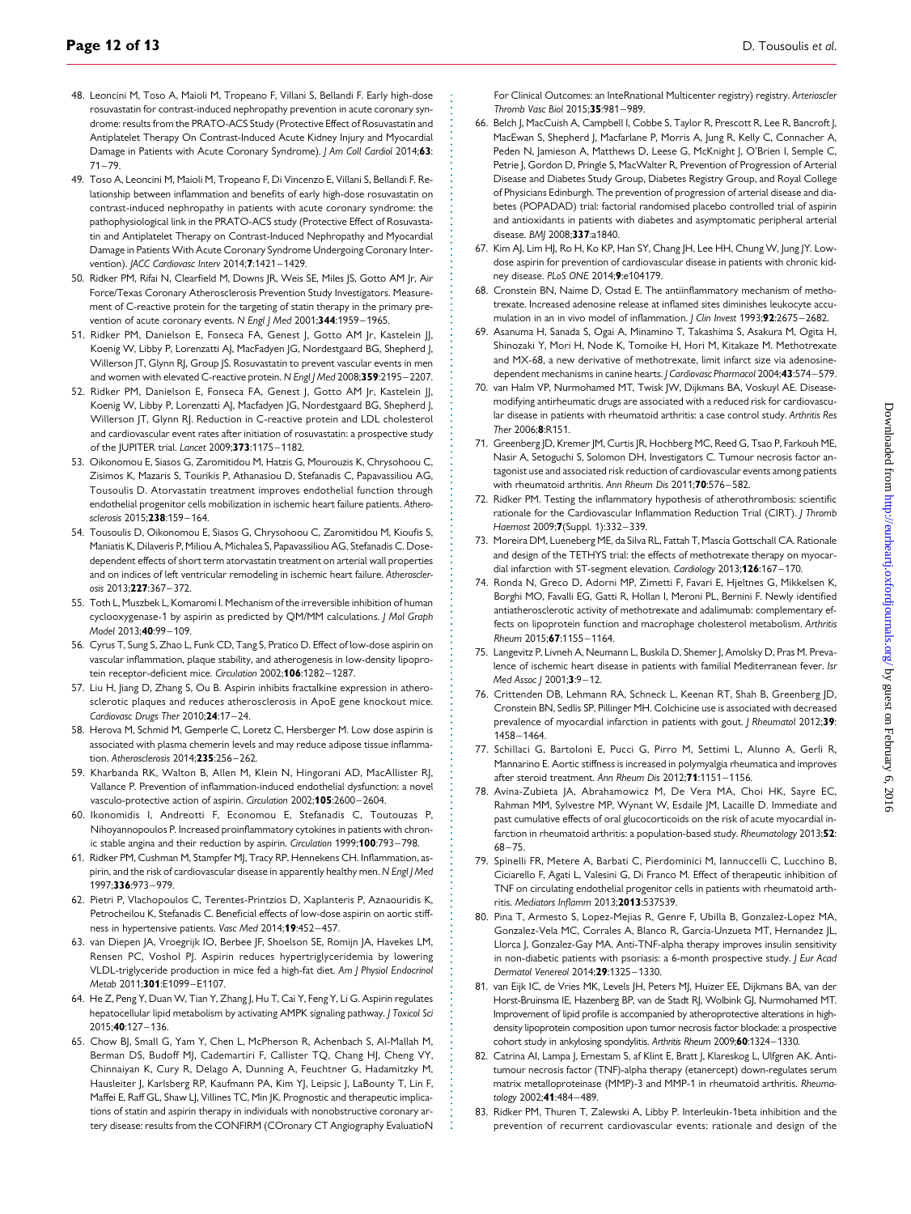48. Leoncini M, Toso A, Maioli M, Tropeano F, Villani S, Bellandi F. Early high-dose rosuvastatin for contrast-induced nephropathy prevention in acute coronary syndrome: results from the PRATO-ACS Study (Protective Effect of Rosuvastatin and Antiplatelet Therapy On Contrast-Induced Acute Kidney Injury and Myocardial Damage in Patients with Acute Coronary Syndrome). *J Am Coll Cardiol* 2014;**63**: 71–79.
49. Toso A, Leoncini M, Maioli M, Tropeano F, Di Vincenzo E, Villani S, Bellandi F. Relationship between inflammation and benefits of early high-dose rosuvastatin on contrast-induced nephropathy in patients with acute coronary syndrome: the pathophysiological link in the PRATO-ACS study (Protective Effect of Rosuvastatin and Antiplatelet Therapy on Contrast-Induced Nephropathy and Myocardial Damage in Patients With Acute Coronary Syndrome Undergoing Coronary Intervention). *JACC Cardiovasc Interv* 2014;**7**:1421–1429.
50. Ridker PM, Rifai N, Clearfield M, Downs JR, Weis SE, Miles JS, Gotto AM Jr, Air Force/Texas Coronary Atherosclerosis Prevention Study Investigators. Measurement of C-reactive protein for the targeting of statin therapy in the primary prevention of acute coronary events. *N Engl J Med* 2001;**344**:1959–1965.
51. Ridker PM, Danielson E, Fonseca FA, Genest J, Gotto AM Jr, Kastelein JJ, Koenig W, Libby P, Lorenzatti AJ, MacFadyen JG, Nordestgaard BG, Shepherd J, Willerson JT, Glynn RJ, Group JS. Rosuvastatin to prevent vascular events in men and women with elevated C-reactive protein. *N Engl J Med* 2008;**359**:2195–2207.
52. Ridker PM, Danielson E, Fonseca FA, Genest J, Gotto AM Jr, Kastelein JJ, Koenig W, Libby P, Lorenzatti AJ, Macfadyen JG, Nordestgaard BG, Shepherd J, Willerson JT, Glynn RJ. Reduction in C-reactive protein and LDL cholesterol and cardiovascular event rates after initiation of rosuvastatin: a prospective study of the JUPITER trial. *Lancet* 2009;**373**:1175–1182.
53. Oikonomou E, Siasos G, Zaromitidou M, Hatzis G, Mourouzis K, Chrysohoou C, Zisimos K, Mazaris S, Tourikis P, Athanasiou D, Stefanadis C, Papavassiliou AG, Tousoulis D. Atorvastatin treatment improves endothelial function through endothelial progenitor cells mobilization in ischemic heart failure patients. *Atherosclerosis* 2015;**238**:159–164.
54. Tousoulis D, Oikonomou E, Siasos G, Chrysohoou C, Zaromitidou M, Kioufis S, Maniatis K, Dilaveris P, Miliou A, Michalea S, Papavassiliou AG, Stefanadis C. Dose-dependent effects of short term atorvastatin treatment on arterial wall properties and on indices of left ventricular remodeling in ischemic heart failure. *Atherosclerosis* 2013;**227**:367–372.
55. Toth L, Muszbek L, Komaromi I. Mechanism of the irreversible inhibition of human cyclooxygenase-1 by aspirin as predicted by QM/MM calculations. *J Mol Graph Model* 2013;**40**:99–109.
56. Cyrus T, Sung S, Zhao L, Funk CD, Tang S, Pratico D. Effect of low-dose aspirin on vascular inflammation, plaque stability, and atherogenesis in low-density lipoprotein receptor-deficient mice. *Circulation* 2002;**106**:1282–1287.
57. Liu H, Jiang D, Zhang S, Ou B. Aspirin inhibits fractalkine expression in atherosclerotic plaques and reduces atherosclerosis in ApoE gene knockout mice. *Cardiovasc Drugs Ther* 2010;**24**:17–24.
58. Herova M, Schmid M, Gemperle C, Loretz C, Hersberger M. Low dose aspirin is associated with plasma chemerin levels and may reduce adipose tissue inflammation. *Atherosclerosis* 2014;**235**:256–262.
59. Kharbanda RK, Walton B, Allen M, Klein N, Hingorani AD, MacAllister RJ, Vallance P. Prevention of inflammation-induced endothelial dysfunction: a novel vasculo-protective action of aspirin. *Circulation* 2002;**105**:2600–2604.
60. Ikonomidis I, Andreotti F, Economou E, Stefanadis C, Toutouzas P, Nihoyannopoulos P. Increased proinflammatory cytokines in patients with chronic stable angina and their reduction by aspirin. *Circulation* 1999;**100**:793–798.
61. Ridker PM, Cushman M, Stampfer MJ, Tracy RP, Hennekens CH. Inflammation, aspirin, and the risk of cardiovascular disease in apparently healthy men. *N Engl J Med* 1997;**336**:973–979.
62. Pietri P, Vlachopoulos C, Terentes-Printzios D, Xaplanteris P, Aznaouridis K, Petrocheilou K, Stefanadis C. Beneficial effects of low-dose aspirin on aortic stiffness in hypertensive patients. *Vasc Med* 2014;**19**:452–457.
63. van Diepen JA, Vroegrijk IO, Berbee JF, Shoelson SE, Romijn JA, Havekes LM, Rensen PC, Voshol PJ. Aspirin reduces hypertriglyceridemia by lowering VLDL-triglyceride production in mice fed a high-fat diet. *Am J Physiol Endocrinol Metab* 2011;**301**:E1099–E1107.
64. He Z, Peng Y, Duan W, Tian Y, Zhang J, Hu T, Cai Y, Feng Y, Li G. Aspirin regulates hepatocellular lipid metabolism by activating AMPK signaling pathway. *J Toxicol Sci* 2015;**40**:127–136.
65. Chow BJ, Small G, Yam Y, Chen L, McPherson R, Achenbach S, Al-Mallah M, Berman DS, Budoff MJ, Cademartiri F, Callister TQ, Chang HJ, Cheng VY, Chinnaiyan K, Cury R, Delago A, Dunning A, Feuchtner G, Hadamitzky M, Hausleiter J, Karlsberg RP, Kaufmann PA, Kim YJ, Leipsic J, LaBounty T, Lin F, Maffei E, Raff GL, Shaw LJ, Villines TC, Min JK. Prognostic and therapeutic implications of statin and aspirin therapy in individuals with nonobstructive coronary artery disease: results from the CONFIRM (COronary CT Angiography EvaluatioN For Clinical Outcomes: an InteRnational Multicenter registry) registry. *Arterioscler Thromb Vasc Biol* 2015;**35**:981–989.
66. Belch J, MacCuish A, Campbell I, Cobbe S, Taylor R, Prescott R, Lee R, Bancroft J, MacEwan S, Shepherd J, Macfarlane P, Morris A, Jung R, Kelly C, Connacher A, Peden N, Jamieson A, Matthews D, Leese G, McKnight J, O'Brien I, Semple C, Petrie J, Gordon D, Pringle S, MacWalter R, Prevention of Progression of Arterial Disease and Diabetes Study Group, Diabetes Registry Group, and Royal College of Physicians Edinburgh. The prevention of progression of arterial disease and diabetes (POPADAD) trial: factorial randomised placebo controlled trial of aspirin and antioxidants in patients with diabetes and asymptomatic peripheral arterial disease. *BMJ* 2008;**337**:a1840.
67. Kim AJ, Lim HJ, Ro H, Ko KP, Han SY, Chang JH, Lee HH, Chung W, Jung JY. Low-dose aspirin for prevention of cardiovascular disease in patients with chronic kidney disease. *PLoS ONE* 2014;**9**:e104179.
68. Cronstein BN, Naime D, Ostad E. The antiinflammatory mechanism of methotrexate. Increased adenosine release at inflamed sites diminishes leukocyte accumulation in an in vivo model of inflammation. *J Clin Invest* 1993;**92**:2675–2682.
69. Asanuma H, Sanada S, Ogai A, Minamino T, Takashima S, Asakura M, Ogita H, Shinozaki Y, Mori H, Node K, Tomoike H, Hori M, Kitakaze M. Methotrexate and MX-68, a new derivative of methotrexate, limit infarct size via adenosine-dependent mechanisms in canine hearts. *J Cardiovasc Pharmacol* 2004;**43**:574–579.
70. van Halm VP, Nurmohamed MT, Twisk JW, Dijkmans BA, Voskuyl AE. Disease-modifying antirheumatic drugs are associated with a reduced risk for cardiovascular disease in patients with rheumatoid arthritis: a case control study. *Arthritis Res Ther* 2006;**8**:R151.
71. Greenberg JD, Kremer JM, Curtis JR, Hochberg MC, Reed G, Tsao P, Farkouh ME, Nasir A, Setoguchi S, Solomon DH, Investigators C. Tumour necrosis factor antagonist use and associated risk reduction of cardiovascular events among patients with rheumatoid arthritis. *Ann Rheum Dis* 2011;**70**:576–582.
72. Ridker PM. Testing the inflammatory hypothesis of atherothrombosis: scientific rationale for the Cardiovascular Inflammation Reduction Trial (CIRT). *J Thromb Haemost* 2009;**7**(Suppl. 1):332–339.
73. Moreira DM, Lueneberg ME, da Silva RL, Fattah T, Mascia Gottschall CA. Rationale and design of the TETHYS trial: the effects of methotrexate therapy on myocardial infarction with ST-segment elevation. *Cardiology* 2013;**126**:167–170.
74. Ronda N, Greco D, Adorni MP, Zimetti F, Favari E, Hjeltnes G, Mikkelsen K, Borghi MO, Favalli EG, Gatti R, Hollan I, Meroni PL, Bernini F. Newly identified antiatherosclerotic activity of methotrexate and adalimumab: complementary effects on lipoprotein function and macrophage cholesterol metabolism. *Arthritis Rheum* 2015;**67**:1155–1164.
75. Langevitz P, Livneh A, Neumann L, Buskila D, Shemer J, Amolsky D, Pras M. Prevalence of ischemic heart disease in patients with familial Mediterranean fever. *Isr Med Assoc J* 2001;**3**:9–12.
76. Crittenden DB, Lehmann RA, Schneck L, Keenan RT, Shah B, Greenberg JD, Cronstein BN, Sedlis SP, Pillinger MH. Colchicine use is associated with decreased prevalence of myocardial infarction in patients with gout. *J Rheumatol* 2012;**39**: 1458–1464.
77. Schillaci G, Bartoloni E, Pucci G, Pirro M, Settimi L, Alunno A, Gerli R, Mannarino E. Aortic stiffness is increased in polymyalgia rheumatica and improves after steroid treatment. *Ann Rheum Dis* 2012;**71**:1151–1156.
78. Avina-Zubieta JA, Abrahamowicz M, De Vera MA, Choi HK, Sayre EC, Rahman MM, Sylvestre MP, Wynant W, Esdaile JM, Lacaille D. Immediate and past cumulative effects of oral glucocorticoids on the risk of acute myocardial infarction in rheumatoid arthritis: a population-based study. *Rheumatology* 2013;**52**: 68–75.
79. Spinelli FR, Metere A, Barbati C, Pierdominici M, Iannuccelli C, Lucchino B, Ciciarello F, Agati L, Valesini G, Di Franco M. Effect of therapeutic inhibition of TNF on circulating endothelial progenitor cells in patients with rheumatoid arthritis. *Mediators Inflamm* 2013;**2013**:537539.
80. Pina T, Armesto S, Lopez-Mejias R, Genre F, Ubilla B, Gonzalez-Lopez MA, Gonzalez-Vela MC, Corrales A, Blanco R, Garcia-Unzueta MT, Hernandez JL, Llorca J, Gonzalez-Gay MA. Anti-TNF-alpha therapy improves insulin sensitivity in non-diabetic patients with psoriasis: a 6-month prospective study. *J Eur Acad Dermatol Venereol* 2014;**29**:1325–1330.
81. van Eijk IC, de Vries MK, Levels JH, Peters MJ, Huizer EE, Dijkmans BA, van der Horst-Bruinsma IE, Hazenberg BP, van de Stadt RJ, Wolbink GJ, Nurmohamed MT. Improvement of lipid profile is accompanied by atheroprotective alterations in high-density lipoprotein composition upon tumor necrosis factor blockade: a prospective cohort study in ankylosing spondylitis. *Arthritis Rheum* 2009;**60**:1324–1330.
82. Catrina AI, Lampa J, Ernestam S, af Klint E, Bratt J, Klareskog L, Ulfgren AK. Anti-tumour necrosis factor (TNF)-alpha therapy (etanercept) down-regulates serum matrix metalloproteinase (MMP)-3 and MMP-1 in rheumatoid arthritis. *Rheumatology* 2002;**41**:484–489.
83. Ridker PM, Thuren T, Zalewski A, Libby P. Interleukin-1beta inhibition and the prevention of recurrent cardiovascular events: rationale and design of the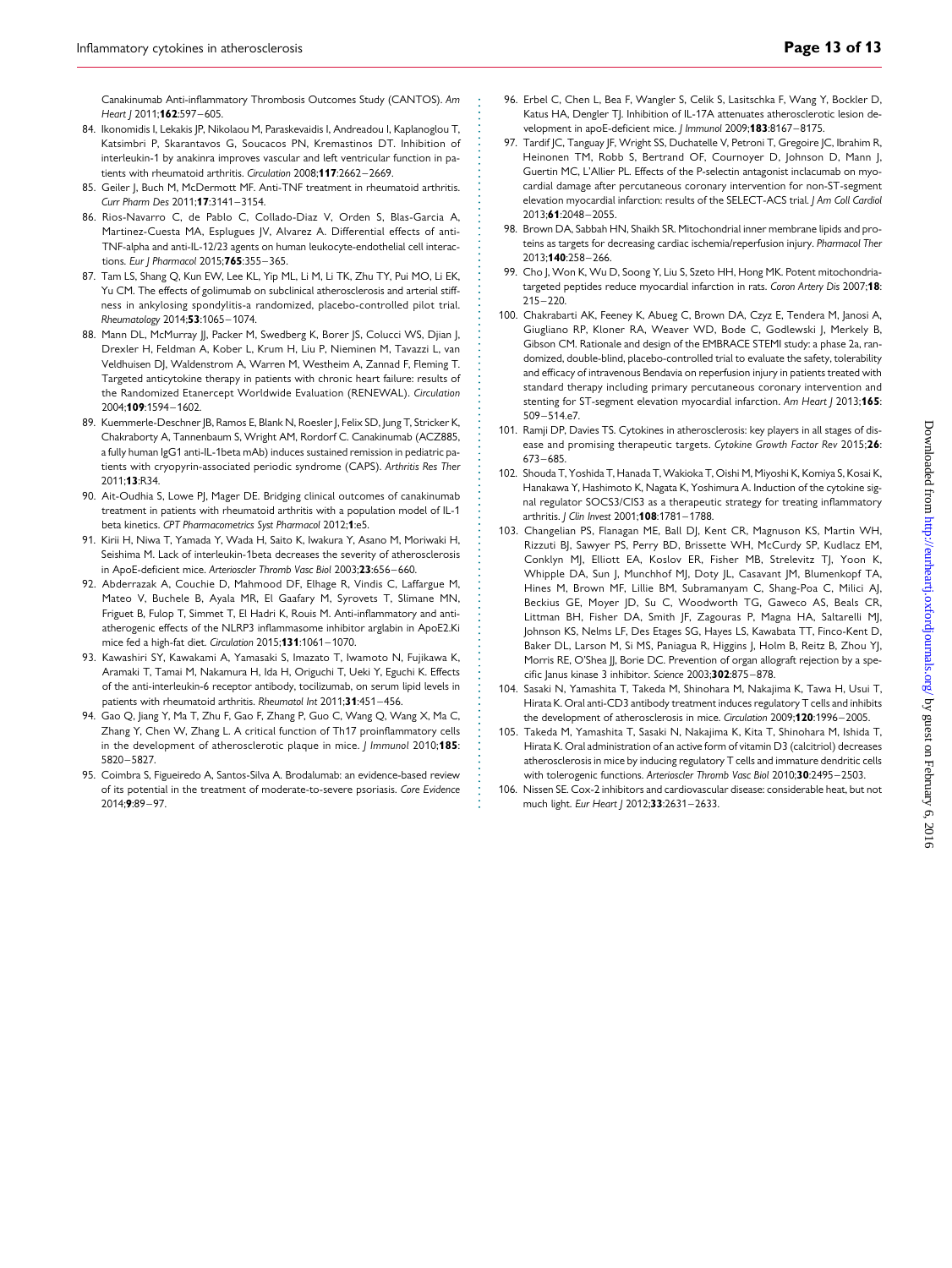Canakinumab Anti-inflammatory Thrombosis Outcomes Study (CANTOS). *Am Heart J* 2011;**162**:597–605.

84. Ikonomidis I, Lekakis JP, Nikolaou M, Paraskevaidis I, Andreadou I, Kaplanoglou T, Katsimbri P, Skarantavos G, Soucacos PN, Kremastinos DT. Inhibition of interleukin-1 by anakinra improves vascular and left ventricular function in patients with rheumatoid arthritis. *Circulation* 2008;**117**:2662–2669.
85. Geiler J, Buch M, McDermott MF. Anti-TNF treatment in rheumatoid arthritis. *Curr Pharm Des* 2011;**17**:3141–3154.
86. Rios-Navarro C, de Pablo C, Collado-Diaz V, Orden S, Blas-Garcia A, Martinez-Cuesta MA, Esplugues JV, Alvarez A. Differential effects of anti-TNF-alpha and anti-IL-12/23 agents on human leukocyte-endothelial cell interactions. *Eur J Pharmacol* 2015;**765**:355–365.
87. Tam LS, Shang Q, Kun EW, Lee KL, Yip ML, Li M, Li TK, Zhu TY, Pui MO, Li EK, Yu CM. The effects of golimumab on subclinical atherosclerosis and arterial stiffness in ankylosing spondylitis-a randomized, placebo-controlled pilot trial. *Rheumatology* 2014;**53**:1065–1074.
88. Mann DL, McMurray JJ, Packer M, Swedberg K, Borer JS, Colucci WS, Djian J, Drexler H, Feldman A, Kober L, Krum H, Liu P, Nieminen M, Tavazzi L, van Veldhuisen DJ, Waldenstrom A, Warren M, Westheim A, Zannad F, Fleming T. Targeted anticytokine therapy in patients with chronic heart failure: results of the Randomized Etanercept Worldwide Evaluation (RENEWAL). *Circulation* 2004;**109**:1594–1602.
89. Kuemmerle-Deschner JB, Ramos E, Blank N, Roesler J, Felix SD, Jung T, Stricker K, Chakraborty A, Tannenbaum S, Wright AM, Rordorf C. Canakinumab (ACZ885, a fully human IgG1 anti-IL-1beta mAb) induces sustained remission in pediatric patients with cryopyrin-associated periodic syndrome (CAPS). *Arthritis Res Ther* 2011;**13**:R34.
90. Ait-Oudhia S, Lowe PJ, Mager DE. Bridging clinical outcomes of canakinumab treatment in patients with rheumatoid arthritis with a population model of IL-1 beta kinetics. *CPT Pharmacometrics Syst Pharmacol* 2012;**1**:e5.
91. Kirii H, Niwa T, Yamada Y, Wada H, Saito K, Iwakura Y, Asano M, Moriwaki H, Seishima M. Lack of interleukin-1beta decreases the severity of atherosclerosis in ApoE-deficient mice. *Arterioscler Thromb Vasc Biol* 2003;**23**:656–660.
92. Abderrazak A, Couchie D, Mahmood DF, Elhage R, Vindis C, Laffargue M, Mateo V, Buchele B, Ayala MR, El Gaafary M, Syrovets T, Slimane MN, Friguet B, Fulop T, Simmet T, El Hadri K, Rouis M. Anti-inflammatory and antiatherogenic effects of the NLRP3 inflammasome inhibitor arglabin in ApoE2.Ki mice fed a high-fat diet. *Circulation* 2015;**131**:1061–1070.
93. Kawashiri SY, Kawakami A, Yamasaki S, Imazato T, Iwamoto N, Fujikawa K, Aramaki T, Tamai M, Nakamura H, Ida H, Origuchi T, Ueki Y, Eguchi K. Effects of the anti-interleukin-6 receptor antibody, tocilizumab, on serum lipid levels in patients with rheumatoid arthritis. *Rheumatol Int* 2011;**31**:451–456.
94. Gao Q, Jiang Y, Ma T, Zhu F, Gao F, Zhang P, Guo C, Wang Q, Wang X, Ma C, Zhang Y, Chen W, Zhang L. A critical function of Th17 proinflammatory cells in the development of atherosclerotic plaque in mice. *J Immunol* 2010;**185**: 5820–5827.
95. Coimbra S, Figueiredo A, Santos-Silva A. Brodalumab: an evidence-based review of its potential in the treatment of moderate-to-severe psoriasis. *Core Evidence* 2014;**9**:89–97.
96. Erbel C, Chen L, Bea F, Wangler S, Celik S, Lasitschka F, Wang Y, Bockler D, Katus HA, Dengler TJ. Inhibition of IL-17A attenuates atherosclerotic lesion development in apoE-deficient mice. *J Immunol* 2009;**183**:8167–8175.
97. Tardif JC, Tanguay JF, Wright SS, Duchatelle V, Petroni T, Gregoire JC, Ibrahim R, Heinonen TM, Robb S, Bertrand OF, Cournoyer D, Johnson D, Mann J, Guertin MC, L'Allier PL. Effects of the P-selectin antagonist inclacumab on myocardial damage after percutaneous coronary intervention for non-ST-segment elevation myocardial infarction: results of the SELECT-ACS trial. *J Am Coll Cardiol* 2013;**61**:2048–2055.
98. Brown DA, Sabbah HN, Shaikh SR. Mitochondrial inner membrane lipids and proteins as targets for decreasing cardiac ischemia/reperfusion injury. *Pharmacol Ther* 2013;**140**:258–266.
99. Cho J, Won K, Wu D, Soong Y, Liu S, Szeto HH, Hong MK. Potent mitochondria-targeted peptides reduce myocardial infarction in rats. *Coron Artery Dis* 2007;**18**: 215–220.
100. Chakrabarti AK, Feeney K, Abueg C, Brown DA, Czyz E, Tendera M, Janosi A, Giugliano RP, Kloner RA, Weaver WD, Bode C, Godlewski J, Merkely B, Gibson CM. Rationale and design of the EMBRACE STEMI study: a phase 2a, randomized, double-blind, placebo-controlled trial to evaluate the safety, tolerability and efficacy of intravenous Bendavia on reperfusion injury in patients treated with standard therapy including primary percutaneous coronary intervention and stenting for ST-segment elevation myocardial infarction. *Am Heart J* 2013;**165**: 509–514.e7.
101. Ramji DP, Davies TS. Cytokines in atherosclerosis: key players in all stages of disease and promising therapeutic targets. *Cytokine Growth Factor Rev* 2015;**26**: 673–685.
102. Shouda T, Yoshida T, Hanada T, Wakioka T, Oishi M, Miyoshi K, Komiya S, Kosai K, Hanakawa Y, Hashimoto K, Nagata K, Yoshimura A. Induction of the cytokine signal regulator SOCS3/CIS3 as a therapeutic strategy for treating inflammatory arthritis. *J Clin Invest* 2001;**108**:1781–1788.
103. Changelian PS, Flanagan ME, Ball DJ, Kent CR, Magnuson KS, Martin WH, Rizzuti BJ, Sawyer PS, Perry BD, Brissette WH, McCurdy SP, Kudlacz EM, Conklyn MJ, Elliott EA, Koslov ER, Fisher MB, Strelevitz TJ, Yoon K, Whipple DA, Sun J, Munchhof MJ, Doty JL, Casavant JM, Blumenkopf TA, Hines M, Brown MF, Lillie BM, Subramanyam C, Shang-Poa C, Milici AJ, Beckius GE, Moyer JD, Su C, Woodworth TG, Gaweco AS, Beals CR, Littman BH, Fisher DA, Smith JF, Zagouras P, Magna HA, Saltarelli MJ, Johnson KS, Nelms LF, Des Etages SG, Hayes LS, Kawabata TT, Finco-Kent D, Baker DL, Larson M, Si MS, Paniagua R, Higgins J, Holm B, Reitz B, Zhou YJ, Morris RE, O'Shea JJ, Borie DC. Prevention of organ allograft rejection by a specific Janus kinase 3 inhibitor. *Science* 2003;**302**:875–878.
104. Sasaki N, Yamashita T, Takeda M, Shinohara M, Nakajima K, Tawa H, Usui T, Hirata K. Oral anti-CD3 antibody treatment induces regulatory T cells and inhibits the development of atherosclerosis in mice. *Circulation* 2009;**120**:1996–2005.
105. Takeda M, Yamashita T, Sasaki N, Nakajima K, Kita T, Shinohara M, Ishida T, Hirata K. Oral administration of an active form of vitamin D3 (calcitriol) decreases atherosclerosis in mice by inducing regulatory T cells and immature dendritic cells with tolerogenic functions. *Arterioscler Thromb Vasc Biol* 2010;**30**:2495–2503.
106. Nissen SE. Cox-2 inhibitors and cardiovascular disease: considerable heat, but not much light. *Eur Heart J* 2012;**33**:2631–2633.